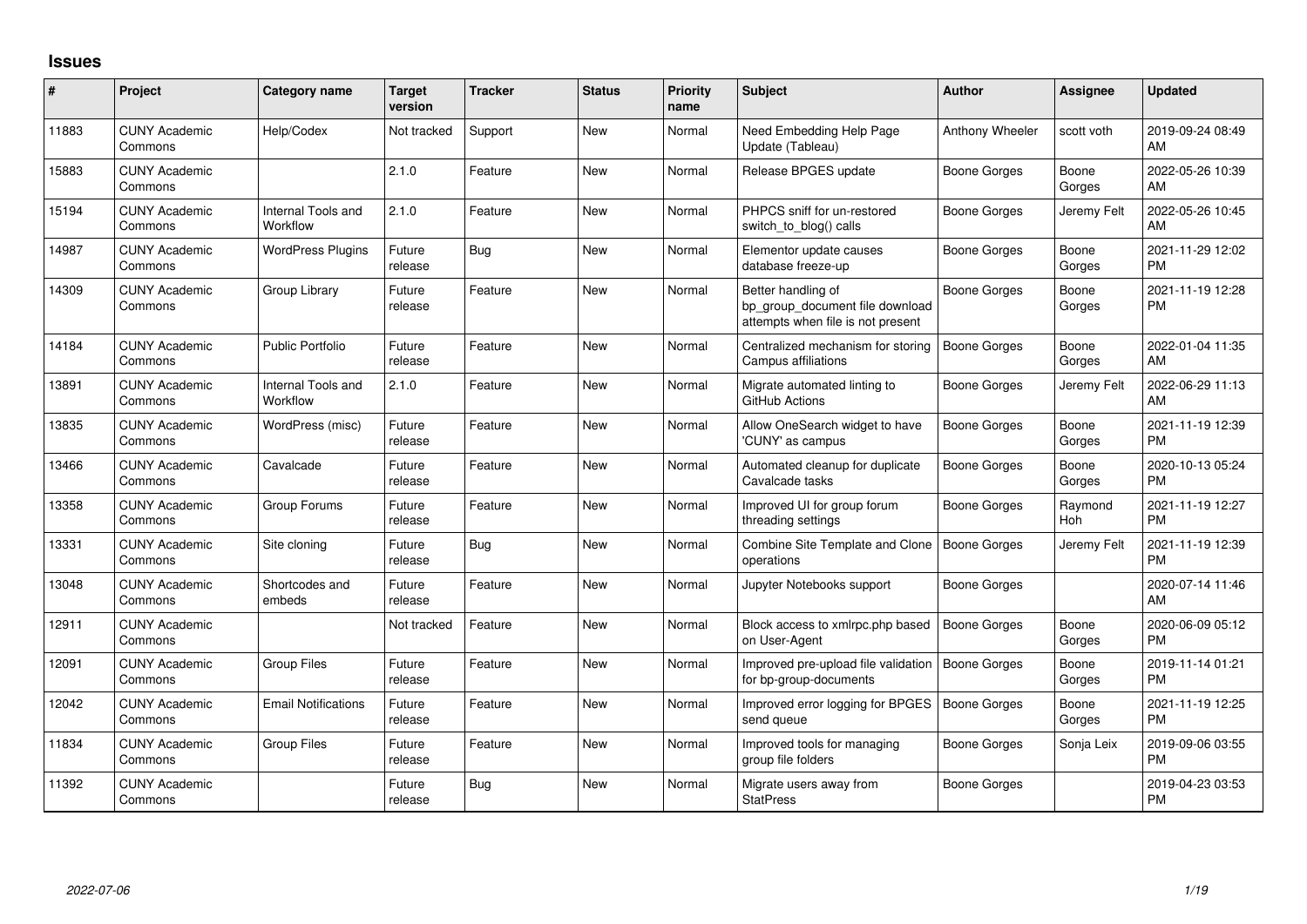## Issues

| # | Project | Category name | Target version | Tracker | Status | Priority name | Subject | Author | Assignee | Updated |
|---|---|---|---|---|---|---|---|---|---|---|
| 11883 | CUNY Academic Commons | Help/Codex | Not tracked | Support | New | Normal | Need Embedding Help Page Update (Tableau) | Anthony Wheeler | scott voth | 2019-09-24 08:49 AM |
| 15883 | CUNY Academic Commons | | 2.1.0 | Feature | New | Normal | Release BPGES update | Boone Gorges | Boone Gorges | 2022-05-26 10:39 AM |
| 15194 | CUNY Academic Commons | Internal Tools and Workflow | 2.1.0 | Feature | New | Normal | PHPCS sniff for un-restored switch_to_blog() calls | Boone Gorges | Jeremy Felt | 2022-05-26 10:45 AM |
| 14987 | CUNY Academic Commons | WordPress Plugins | Future release | Bug | New | Normal | Elementor update causes database freeze-up | Boone Gorges | Boone Gorges | 2021-11-29 12:02 PM |
| 14309 | CUNY Academic Commons | Group Library | Future release | Feature | New | Normal | Better handling of bp_group_document file download attempts when file is not present | Boone Gorges | Boone Gorges | 2021-11-19 12:28 PM |
| 14184 | CUNY Academic Commons | Public Portfolio | Future release | Feature | New | Normal | Centralized mechanism for storing Campus affiliations | Boone Gorges | Boone Gorges | 2022-01-04 11:35 AM |
| 13891 | CUNY Academic Commons | Internal Tools and Workflow | 2.1.0 | Feature | New | Normal | Migrate automated linting to GitHub Actions | Boone Gorges | Jeremy Felt | 2022-06-29 11:13 AM |
| 13835 | CUNY Academic Commons | WordPress (misc) | Future release | Feature | New | Normal | Allow OneSearch widget to have 'CUNY' as campus | Boone Gorges | Boone Gorges | 2021-11-19 12:39 PM |
| 13466 | CUNY Academic Commons | Cavalcade | Future release | Feature | New | Normal | Automated cleanup for duplicate Cavalcade tasks | Boone Gorges | Boone Gorges | 2020-10-13 05:24 PM |
| 13358 | CUNY Academic Commons | Group Forums | Future release | Feature | New | Normal | Improved UI for group forum threading settings | Boone Gorges | Raymond Hoh | 2021-11-19 12:27 PM |
| 13331 | CUNY Academic Commons | Site cloning | Future release | Bug | New | Normal | Combine Site Template and Clone operations | Boone Gorges | Jeremy Felt | 2021-11-19 12:39 PM |
| 13048 | CUNY Academic Commons | Shortcodes and embeds | Future release | Feature | New | Normal | Jupyter Notebooks support | Boone Gorges | | 2020-07-14 11:46 AM |
| 12911 | CUNY Academic Commons | | Not tracked | Feature | New | Normal | Block access to xmlrpc.php based on User-Agent | Boone Gorges | Boone Gorges | 2020-06-09 05:12 PM |
| 12091 | CUNY Academic Commons | Group Files | Future release | Feature | New | Normal | Improved pre-upload file validation for bp-group-documents | Boone Gorges | Boone Gorges | 2019-11-14 01:21 PM |
| 12042 | CUNY Academic Commons | Email Notifications | Future release | Feature | New | Normal | Improved error logging for BPGES send queue | Boone Gorges | Boone Gorges | 2021-11-19 12:25 PM |
| 11834 | CUNY Academic Commons | Group Files | Future release | Feature | New | Normal | Improved tools for managing group file folders | Boone Gorges | Sonja Leix | 2019-09-06 03:55 PM |
| 11392 | CUNY Academic Commons | | Future release | Bug | New | Normal | Migrate users away from StatPress | Boone Gorges | | 2019-04-23 03:53 PM |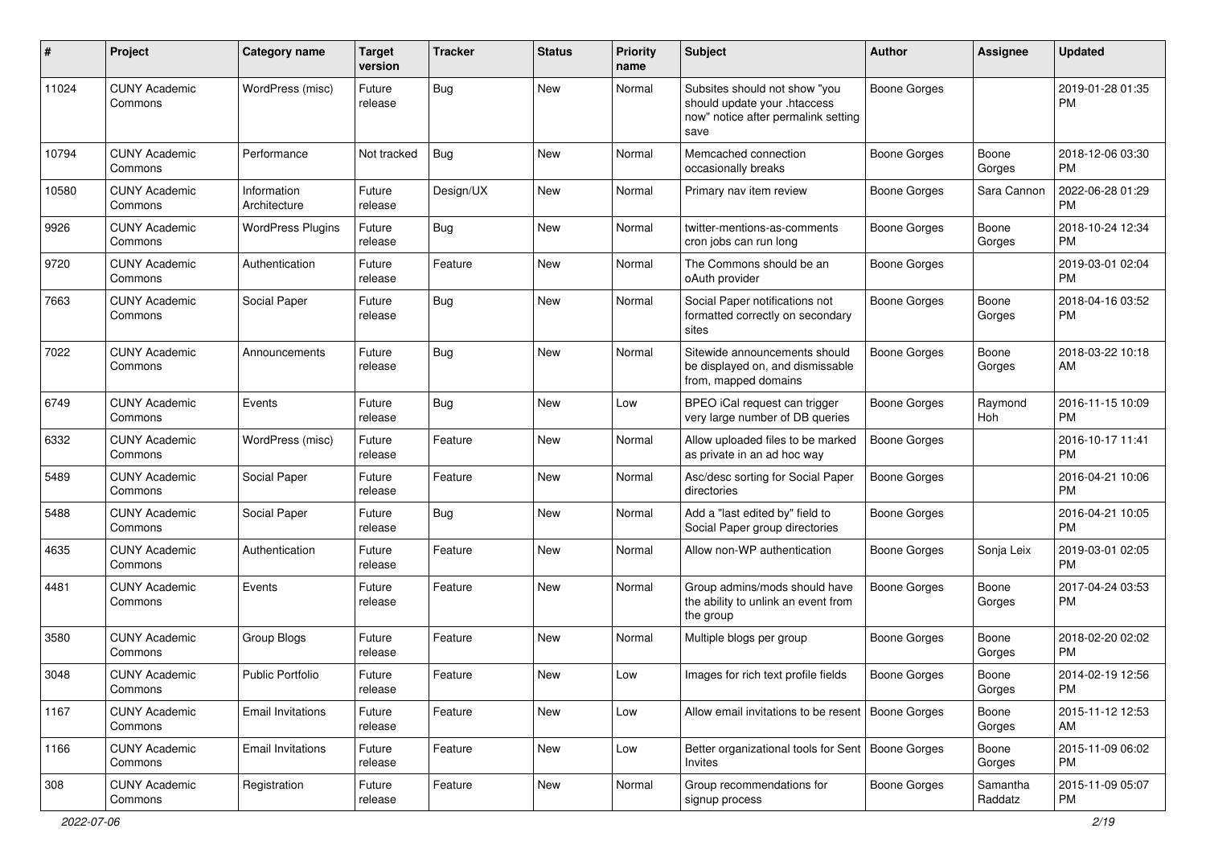| # | Project | Category name | Target version | Tracker | Status | Priority name | Subject | Author | Assignee | Updated |
|---|---|---|---|---|---|---|---|---|---|---|
| 11024 | CUNY Academic Commons | WordPress (misc) | Future release | Bug | New | Normal | Subsites should not show "you should update your .htaccess now" notice after permalink setting save | Boone Gorges | | 2019-01-28 01:35 PM |
| 10794 | CUNY Academic Commons | Performance | Not tracked | Bug | New | Normal | Memcached connection occasionally breaks | Boone Gorges | Boone Gorges | 2018-12-06 03:30 PM |
| 10580 | CUNY Academic Commons | Information Architecture | Future release | Design/UX | New | Normal | Primary nav item review | Boone Gorges | Sara Cannon | 2022-06-28 01:29 PM |
| 9926 | CUNY Academic Commons | WordPress Plugins | Future release | Bug | New | Normal | twitter-mentions-as-comments cron jobs can run long | Boone Gorges | Boone Gorges | 2018-10-24 12:34 PM |
| 9720 | CUNY Academic Commons | Authentication | Future release | Feature | New | Normal | The Commons should be an oAuth provider | Boone Gorges | | 2019-03-01 02:04 PM |
| 7663 | CUNY Academic Commons | Social Paper | Future release | Bug | New | Normal | Social Paper notifications not formatted correctly on secondary sites | Boone Gorges | Boone Gorges | 2018-04-16 03:52 PM |
| 7022 | CUNY Academic Commons | Announcements | Future release | Bug | New | Normal | Sitewide announcements should be displayed on, and dismissable from, mapped domains | Boone Gorges | Boone Gorges | 2018-03-22 10:18 AM |
| 6749 | CUNY Academic Commons | Events | Future release | Bug | New | Low | BPEO iCal request can trigger very large number of DB queries | Boone Gorges | Raymond Hoh | 2016-11-15 10:09 PM |
| 6332 | CUNY Academic Commons | WordPress (misc) | Future release | Feature | New | Normal | Allow uploaded files to be marked as private in an ad hoc way | Boone Gorges | | 2016-10-17 11:41 PM |
| 5489 | CUNY Academic Commons | Social Paper | Future release | Feature | New | Normal | Asc/desc sorting for Social Paper directories | Boone Gorges | | 2016-04-21 10:06 PM |
| 5488 | CUNY Academic Commons | Social Paper | Future release | Bug | New | Normal | Add a "last edited by" field to Social Paper group directories | Boone Gorges | | 2016-04-21 10:05 PM |
| 4635 | CUNY Academic Commons | Authentication | Future release | Feature | New | Normal | Allow non-WP authentication | Boone Gorges | Sonja Leix | 2019-03-01 02:05 PM |
| 4481 | CUNY Academic Commons | Events | Future release | Feature | New | Normal | Group admins/mods should have the ability to unlink an event from the group | Boone Gorges | Boone Gorges | 2017-04-24 03:53 PM |
| 3580 | CUNY Academic Commons | Group Blogs | Future release | Feature | New | Normal | Multiple blogs per group | Boone Gorges | Boone Gorges | 2018-02-20 02:02 PM |
| 3048 | CUNY Academic Commons | Public Portfolio | Future release | Feature | New | Low | Images for rich text profile fields | Boone Gorges | Boone Gorges | 2014-02-19 12:56 PM |
| 1167 | CUNY Academic Commons | Email Invitations | Future release | Feature | New | Low | Allow email invitations to be resent | Boone Gorges | Boone Gorges | 2015-11-12 12:53 AM |
| 1166 | CUNY Academic Commons | Email Invitations | Future release | Feature | New | Low | Better organizational tools for Sent Invites | Boone Gorges | Boone Gorges | 2015-11-09 06:02 PM |
| 308 | CUNY Academic Commons | Registration | Future release | Feature | New | Normal | Group recommendations for signup process | Boone Gorges | Samantha Raddatz | 2015-11-09 05:07 PM |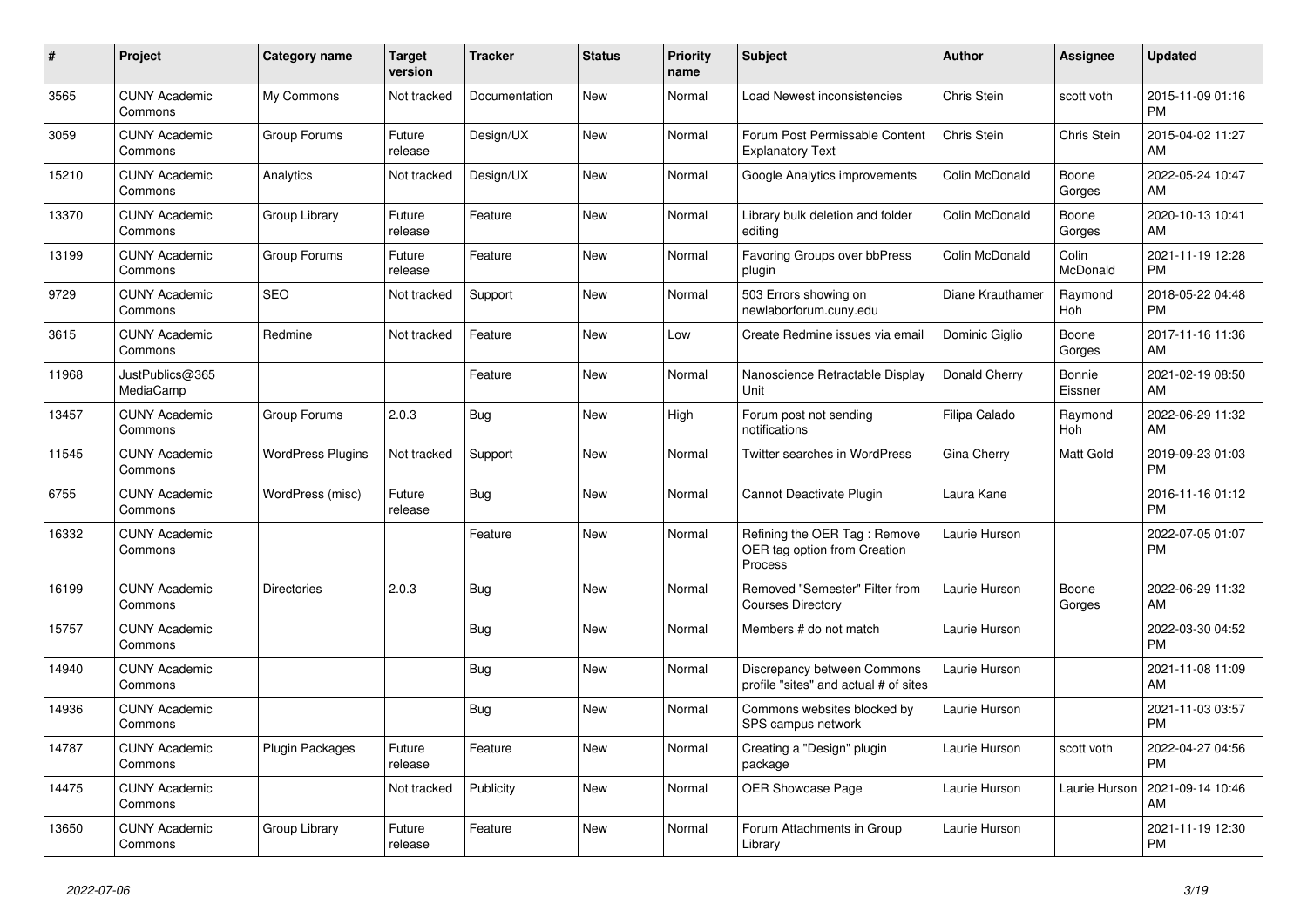| # | Project | Category name | Target version | Tracker | Status | Priority name | Subject | Author | Assignee | Updated |
|---|---|---|---|---|---|---|---|---|---|---|
| 3565 | CUNY Academic Commons | My Commons | Not tracked | Documentation | New | Normal | Load Newest inconsistencies | Chris Stein | scott voth | 2015-11-09 01:16 PM |
| 3059 | CUNY Academic Commons | Group Forums | Future release | Design/UX | New | Normal | Forum Post Permissable Content Explanatory Text | Chris Stein | Chris Stein | 2015-04-02 11:27 AM |
| 15210 | CUNY Academic Commons | Analytics | Not tracked | Design/UX | New | Normal | Google Analytics improvements | Colin McDonald | Boone Gorges | 2022-05-24 10:47 AM |
| 13370 | CUNY Academic Commons | Group Library | Future release | Feature | New | Normal | Library bulk deletion and folder editing | Colin McDonald | Boone Gorges | 2020-10-13 10:41 AM |
| 13199 | CUNY Academic Commons | Group Forums | Future release | Feature | New | Normal | Favoring Groups over bbPress plugin | Colin McDonald | Colin McDonald | 2021-11-19 12:28 PM |
| 9729 | CUNY Academic Commons | SEO | Not tracked | Support | New | Normal | 503 Errors showing on newlaborforum.cuny.edu | Diane Krauthamer | Raymond Hoh | 2018-05-22 04:48 PM |
| 3615 | CUNY Academic Commons | Redmine | Not tracked | Feature | New | Low | Create Redmine issues via email | Dominic Giglio | Boone Gorges | 2017-11-16 11:36 AM |
| 11968 | JustPublics@365 MediaCamp | | | Feature | New | Normal | Nanoscience Retractable Display Unit | Donald Cherry | Bonnie Eissner | 2021-02-19 08:50 AM |
| 13457 | CUNY Academic Commons | Group Forums | 2.0.3 | Bug | New | High | Forum post not sending notifications | Filipa Calado | Raymond Hoh | 2022-06-29 11:32 AM |
| 11545 | CUNY Academic Commons | WordPress Plugins | Not tracked | Support | New | Normal | Twitter searches in WordPress | Gina Cherry | Matt Gold | 2019-09-23 01:03 PM |
| 6755 | CUNY Academic Commons | WordPress (misc) | Future release | Bug | New | Normal | Cannot Deactivate Plugin | Laura Kane | | 2016-11-16 01:12 PM |
| 16332 | CUNY Academic Commons | | | Feature | New | Normal | Refining the OER Tag : Remove OER tag option from Creation Process | Laurie Hurson | | 2022-07-05 01:07 PM |
| 16199 | CUNY Academic Commons | Directories | 2.0.3 | Bug | New | Normal | Removed "Semester" Filter from Courses Directory | Laurie Hurson | Boone Gorges | 2022-06-29 11:32 AM |
| 15757 | CUNY Academic Commons | | | Bug | New | Normal | Members # do not match | Laurie Hurson | | 2022-03-30 04:52 PM |
| 14940 | CUNY Academic Commons | | | Bug | New | Normal | Discrepancy between Commons profile "sites" and actual # of sites | Laurie Hurson | | 2021-11-08 11:09 AM |
| 14936 | CUNY Academic Commons | | | Bug | New | Normal | Commons websites blocked by SPS campus network | Laurie Hurson | | 2021-11-03 03:57 PM |
| 14787 | CUNY Academic Commons | Plugin Packages | Future release | Feature | New | Normal | Creating a "Design" plugin package | Laurie Hurson | scott voth | 2022-04-27 04:56 PM |
| 14475 | CUNY Academic Commons | | Not tracked | Publicity | New | Normal | OER Showcase Page | Laurie Hurson | Laurie Hurson | 2021-09-14 10:46 AM |
| 13650 | CUNY Academic Commons | Group Library | Future release | Feature | New | Normal | Forum Attachments in Group Library | Laurie Hurson | | 2021-11-19 12:30 PM |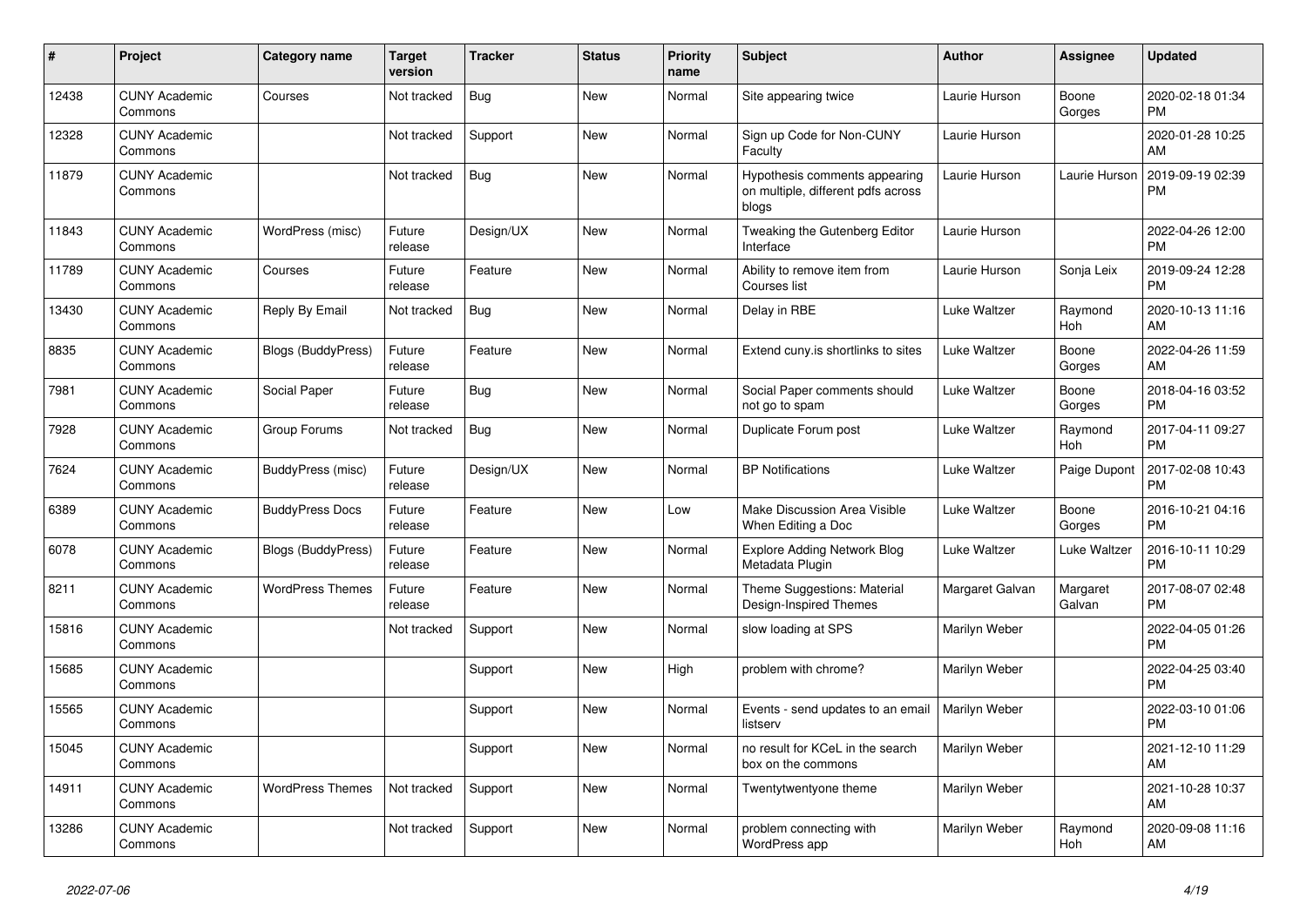| # | Project | Category name | Target version | Tracker | Status | Priority name | Subject | Author | Assignee | Updated |
|---|---|---|---|---|---|---|---|---|---|---|
| 12438 | CUNY Academic Commons | Courses | Not tracked | Bug | New | Normal | Site appearing twice | Laurie Hurson | Boone Gorges | 2020-02-18 01:34 PM |
| 12328 | CUNY Academic Commons | | Not tracked | Support | New | Normal | Sign up Code for Non-CUNY Faculty | Laurie Hurson | | 2020-01-28 10:25 AM |
| 11879 | CUNY Academic Commons | | Not tracked | Bug | New | Normal | Hypothesis comments appearing on multiple, different pdfs across blogs | Laurie Hurson | Laurie Hurson | 2019-09-19 02:39 PM |
| 11843 | CUNY Academic Commons | WordPress (misc) | Future release | Design/UX | New | Normal | Tweaking the Gutenberg Editor Interface | Laurie Hurson | | 2022-04-26 12:00 PM |
| 11789 | CUNY Academic Commons | Courses | Future release | Feature | New | Normal | Ability to remove item from Courses list | Laurie Hurson | Sonja Leix | 2019-09-24 12:28 PM |
| 13430 | CUNY Academic Commons | Reply By Email | Not tracked | Bug | New | Normal | Delay in RBE | Luke Waltzer | Raymond Hoh | 2020-10-13 11:16 AM |
| 8835 | CUNY Academic Commons | Blogs (BuddyPress) | Future release | Feature | New | Normal | Extend cuny.is shortlinks to sites | Luke Waltzer | Boone Gorges | 2022-04-26 11:59 AM |
| 7981 | CUNY Academic Commons | Social Paper | Future release | Bug | New | Normal | Social Paper comments should not go to spam | Luke Waltzer | Boone Gorges | 2018-04-16 03:52 PM |
| 7928 | CUNY Academic Commons | Group Forums | Not tracked | Bug | New | Normal | Duplicate Forum post | Luke Waltzer | Raymond Hoh | 2017-04-11 09:27 PM |
| 7624 | CUNY Academic Commons | BuddyPress (misc) | Future release | Design/UX | New | Normal | BP Notifications | Luke Waltzer | Paige Dupont | 2017-02-08 10:43 PM |
| 6389 | CUNY Academic Commons | BuddyPress Docs | Future release | Feature | New | Low | Make Discussion Area Visible When Editing a Doc | Luke Waltzer | Boone Gorges | 2016-10-21 04:16 PM |
| 6078 | CUNY Academic Commons | Blogs (BuddyPress) | Future release | Feature | New | Normal | Explore Adding Network Blog Metadata Plugin | Luke Waltzer | Luke Waltzer | 2016-10-11 10:29 PM |
| 8211 | CUNY Academic Commons | WordPress Themes | Future release | Feature | New | Normal | Theme Suggestions: Material Design-Inspired Themes | Margaret Galvan | Margaret Galvan | 2017-08-07 02:48 PM |
| 15816 | CUNY Academic Commons | | Not tracked | Support | New | Normal | slow loading at SPS | Marilyn Weber | | 2022-04-05 01:26 PM |
| 15685 | CUNY Academic Commons | | | Support | New | High | problem with chrome? | Marilyn Weber | | 2022-04-25 03:40 PM |
| 15565 | CUNY Academic Commons | | | Support | New | Normal | Events - send updates to an email listserv | Marilyn Weber | | 2022-03-10 01:06 PM |
| 15045 | CUNY Academic Commons | | | Support | New | Normal | no result for KCeL in the search box on the commons | Marilyn Weber | | 2021-12-10 11:29 AM |
| 14911 | CUNY Academic Commons | WordPress Themes | Not tracked | Support | New | Normal | Twentytwentyone theme | Marilyn Weber | | 2021-10-28 10:37 AM |
| 13286 | CUNY Academic Commons | | Not tracked | Support | New | Normal | problem connecting with WordPress app | Marilyn Weber | Raymond Hoh | 2020-09-08 11:16 AM |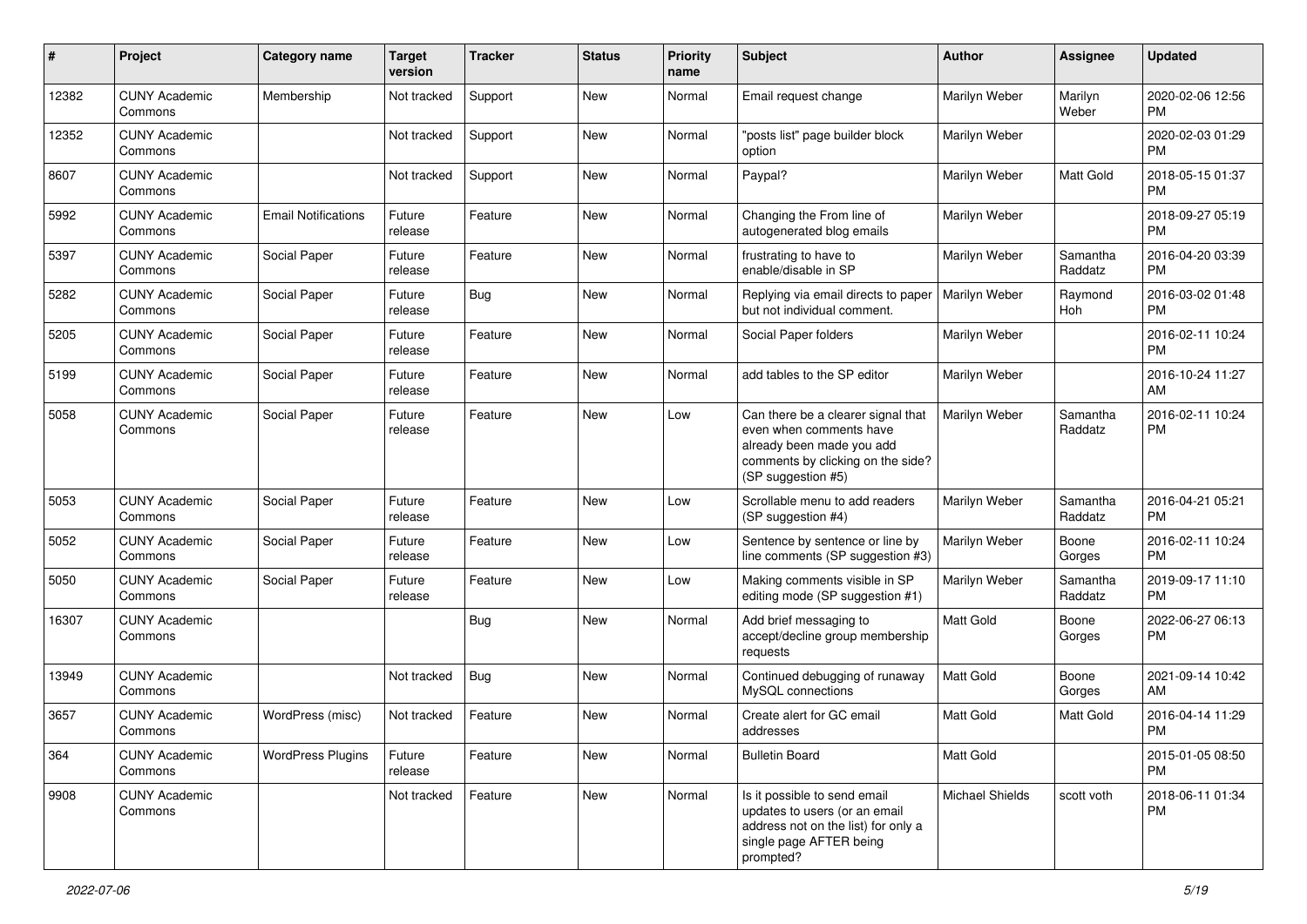| # | Project | Category name | Target version | Tracker | Status | Priority name | Subject | Author | Assignee | Updated |
|---|---|---|---|---|---|---|---|---|---|---|
| 12382 | CUNY Academic Commons | Membership | Not tracked | Support | New | Normal | Email request change | Marilyn Weber | Marilyn Weber | 2020-02-06 12:56 PM |
| 12352 | CUNY Academic Commons | | Not tracked | Support | New | Normal | "posts list" page builder block option | Marilyn Weber | | 2020-02-03 01:29 PM |
| 8607 | CUNY Academic Commons | | Not tracked | Support | New | Normal | Paypal? | Marilyn Weber | Matt Gold | 2018-05-15 01:37 PM |
| 5992 | CUNY Academic Commons | Email Notifications | Future release | Feature | New | Normal | Changing the From line of autogenerated blog emails | Marilyn Weber | | 2018-09-27 05:19 PM |
| 5397 | CUNY Academic Commons | Social Paper | Future release | Feature | New | Normal | frustrating to have to enable/disable in SP | Marilyn Weber | Samantha Raddatz | 2016-04-20 03:39 PM |
| 5282 | CUNY Academic Commons | Social Paper | Future release | Bug | New | Normal | Replying via email directs to paper but not individual comment. | Marilyn Weber | Raymond Hoh | 2016-03-02 01:48 PM |
| 5205 | CUNY Academic Commons | Social Paper | Future release | Feature | New | Normal | Social Paper folders | Marilyn Weber | | 2016-02-11 10:24 PM |
| 5199 | CUNY Academic Commons | Social Paper | Future release | Feature | New | Normal | add tables to the SP editor | Marilyn Weber | | 2016-10-24 11:27 AM |
| 5058 | CUNY Academic Commons | Social Paper | Future release | Feature | New | Low | Can there be a clearer signal that even when comments have already been made you add comments by clicking on the side? (SP suggestion #5) | Marilyn Weber | Samantha Raddatz | 2016-02-11 10:24 PM |
| 5053 | CUNY Academic Commons | Social Paper | Future release | Feature | New | Low | Scrollable menu to add readers (SP suggestion #4) | Marilyn Weber | Samantha Raddatz | 2016-04-21 05:21 PM |
| 5052 | CUNY Academic Commons | Social Paper | Future release | Feature | New | Low | Sentence by sentence or line by line comments (SP suggestion #3) | Marilyn Weber | Boone Gorges | 2016-02-11 10:24 PM |
| 5050 | CUNY Academic Commons | Social Paper | Future release | Feature | New | Low | Making comments visible in SP editing mode (SP suggestion #1) | Marilyn Weber | Samantha Raddatz | 2019-09-17 11:10 PM |
| 16307 | CUNY Academic Commons | | | Bug | New | Normal | Add brief messaging to accept/decline group membership requests | Matt Gold | Boone Gorges | 2022-06-27 06:13 PM |
| 13949 | CUNY Academic Commons | | Not tracked | Bug | New | Normal | Continued debugging of runaway MySQL connections | Matt Gold | Boone Gorges | 2021-09-14 10:42 AM |
| 3657 | CUNY Academic Commons | WordPress (misc) | Not tracked | Feature | New | Normal | Create alert for GC email addresses | Matt Gold | Matt Gold | 2016-04-14 11:29 PM |
| 364 | CUNY Academic Commons | WordPress Plugins | Future release | Feature | New | Normal | Bulletin Board | Matt Gold | | 2015-01-05 08:50 PM |
| 9908 | CUNY Academic Commons | | Not tracked | Feature | New | Normal | Is it possible to send email updates to users (or an email address not on the list) for only a single page AFTER being prompted? | Michael Shields | scott voth | 2018-06-11 01:34 PM |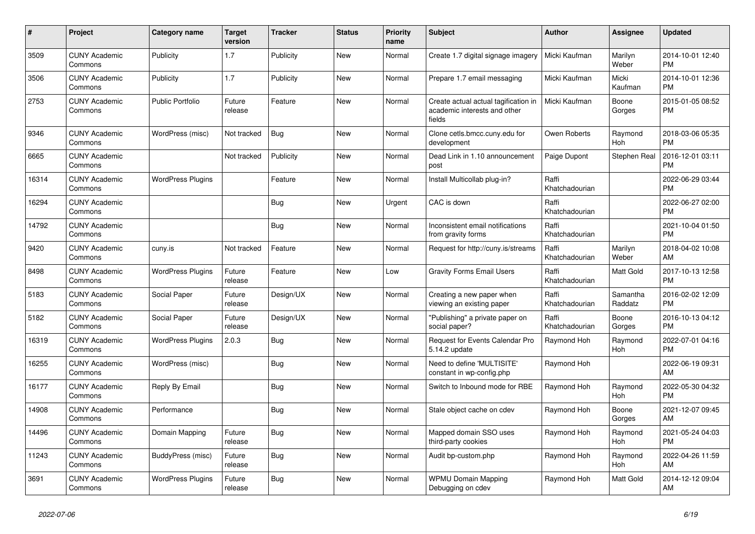| # | Project | Category name | Target version | Tracker | Status | Priority name | Subject | Author | Assignee | Updated |
|---|---|---|---|---|---|---|---|---|---|---|
| 3509 | CUNY Academic Commons | Publicity | 1.7 | Publicity | New | Normal | Create 1.7 digital signage imagery | Micki Kaufman | Marilyn Weber | 2014-10-01 12:40 PM |
| 3506 | CUNY Academic Commons | Publicity | 1.7 | Publicity | New | Normal | Prepare 1.7 email messaging | Micki Kaufman | Micki Kaufman | 2014-10-01 12:36 PM |
| 2753 | CUNY Academic Commons | Public Portfolio | Future release | Feature | New | Normal | Create actual actual tagification in academic interests and other fields | Micki Kaufman | Boone Gorges | 2015-01-05 08:52 PM |
| 9346 | CUNY Academic Commons | WordPress (misc) | Not tracked | Bug | New | Normal | Clone cetls.bmcc.cuny.edu for development | Owen Roberts | Raymond Hoh | 2018-03-06 05:35 PM |
| 6665 | CUNY Academic Commons | | Not tracked | Publicity | New | Normal | Dead Link in 1.10 announcement post | Paige Dupont | Stephen Real | 2016-12-01 03:11 PM |
| 16314 | CUNY Academic Commons | WordPress Plugins | | Feature | New | Normal | Install Multicollab plug-in? | Raffi Khatchadourian | | 2022-06-29 03:44 PM |
| 16294 | CUNY Academic Commons | | | Bug | New | Urgent | CAC is down | Raffi Khatchadourian | | 2022-06-27 02:00 PM |
| 14792 | CUNY Academic Commons | | | Bug | New | Normal | Inconsistent email notifications from gravity forms | Raffi Khatchadourian | | 2021-10-04 01:50 PM |
| 9420 | CUNY Academic Commons | cuny.is | Not tracked | Feature | New | Normal | Request for http://cuny.is/streams | Raffi Khatchadourian | Marilyn Weber | 2018-04-02 10:08 AM |
| 8498 | CUNY Academic Commons | WordPress Plugins | Future release | Feature | New | Low | Gravity Forms Email Users | Raffi Khatchadourian | Matt Gold | 2017-10-13 12:58 PM |
| 5183 | CUNY Academic Commons | Social Paper | Future release | Design/UX | New | Normal | Creating a new paper when viewing an existing paper | Raffi Khatchadourian | Samantha Raddatz | 2016-02-02 12:09 PM |
| 5182 | CUNY Academic Commons | Social Paper | Future release | Design/UX | New | Normal | "Publishing" a private paper on social paper? | Raffi Khatchadourian | Boone Gorges | 2016-10-13 04:12 PM |
| 16319 | CUNY Academic Commons | WordPress Plugins | 2.0.3 | Bug | New | Normal | Request for Events Calendar Pro 5.14.2 update | Raymond Hoh | Raymond Hoh | 2022-07-01 04:16 PM |
| 16255 | CUNY Academic Commons | WordPress (misc) | | Bug | New | Normal | Need to define 'MULTISITE' constant in wp-config.php | Raymond Hoh | | 2022-06-19 09:31 AM |
| 16177 | CUNY Academic Commons | Reply By Email | | Bug | New | Normal | Switch to Inbound mode for RBE | Raymond Hoh | Raymond Hoh | 2022-05-30 04:32 PM |
| 14908 | CUNY Academic Commons | Performance | | Bug | New | Normal | Stale object cache on cdev | Raymond Hoh | Boone Gorges | 2021-12-07 09:45 AM |
| 14496 | CUNY Academic Commons | Domain Mapping | Future release | Bug | New | Normal | Mapped domain SSO uses third-party cookies | Raymond Hoh | Raymond Hoh | 2021-05-24 04:03 PM |
| 11243 | CUNY Academic Commons | BuddyPress (misc) | Future release | Bug | New | Normal | Audit bp-custom.php | Raymond Hoh | Raymond Hoh | 2022-04-26 11:59 AM |
| 3691 | CUNY Academic Commons | WordPress Plugins | Future release | Bug | New | Normal | WPMU Domain Mapping Debugging on cdev | Raymond Hoh | Matt Gold | 2014-12-12 09:04 AM |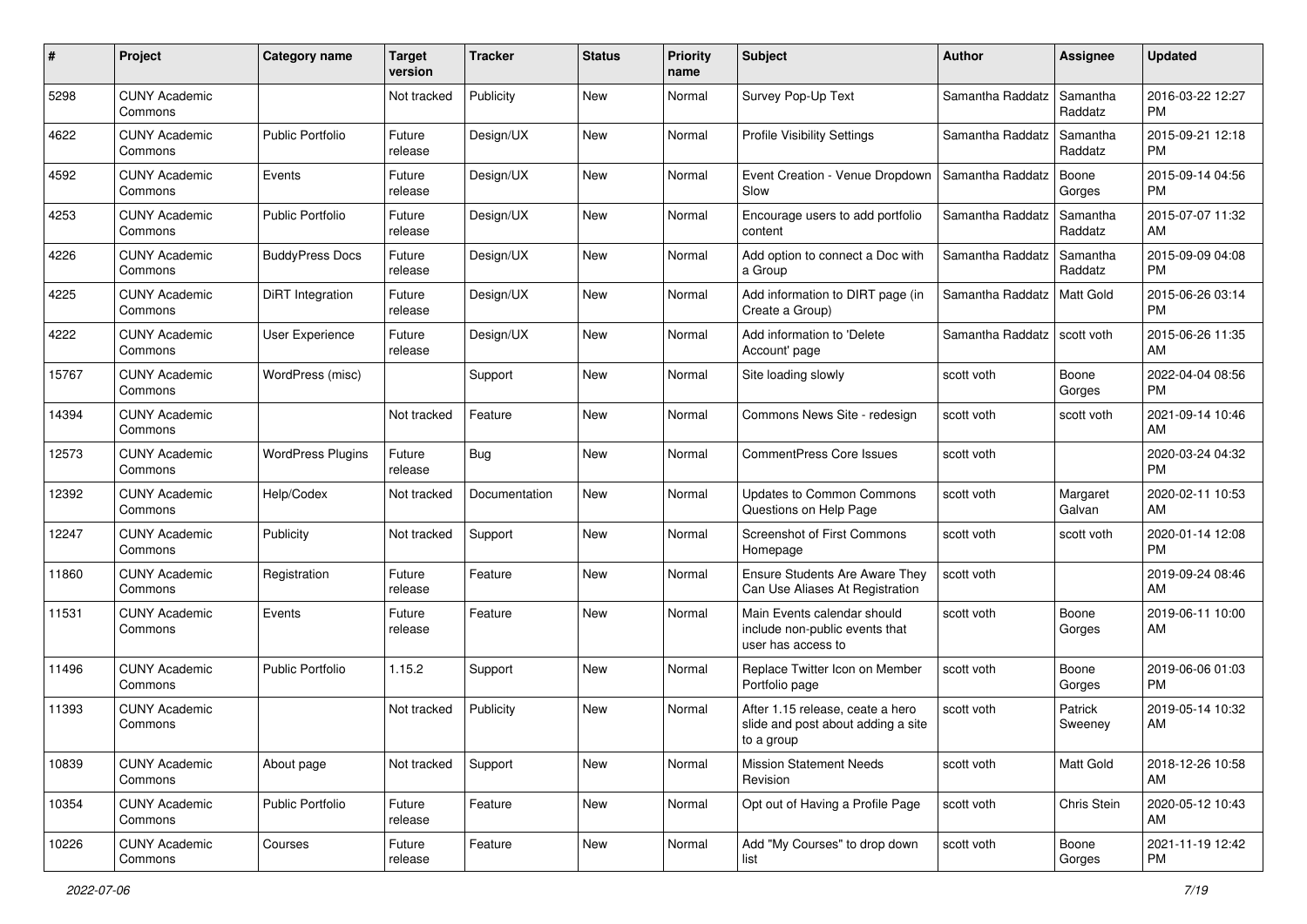| # | Project | Category name | Target version | Tracker | Status | Priority name | Subject | Author | Assignee | Updated |
|---|---|---|---|---|---|---|---|---|---|---|
| 5298 | CUNY Academic Commons | | Not tracked | Publicity | New | Normal | Survey Pop-Up Text | Samantha Raddatz | Samantha Raddatz | 2016-03-22 12:27 PM |
| 4622 | CUNY Academic Commons | Public Portfolio | Future release | Design/UX | New | Normal | Profile Visibility Settings | Samantha Raddatz | Samantha Raddatz | 2015-09-21 12:18 PM |
| 4592 | CUNY Academic Commons | Events | Future release | Design/UX | New | Normal | Event Creation - Venue Dropdown Slow | Samantha Raddatz | Boone Gorges | 2015-09-14 04:56 PM |
| 4253 | CUNY Academic Commons | Public Portfolio | Future release | Design/UX | New | Normal | Encourage users to add portfolio content | Samantha Raddatz | Samantha Raddatz | 2015-07-07 11:32 AM |
| 4226 | CUNY Academic Commons | BuddyPress Docs | Future release | Design/UX | New | Normal | Add option to connect a Doc with a Group | Samantha Raddatz | Samantha Raddatz | 2015-09-09 04:08 PM |
| 4225 | CUNY Academic Commons | DiRT Integration | Future release | Design/UX | New | Normal | Add information to DIRT page (in Create a Group) | Samantha Raddatz | Matt Gold | 2015-06-26 03:14 PM |
| 4222 | CUNY Academic Commons | User Experience | Future release | Design/UX | New | Normal | Add information to 'Delete Account' page | Samantha Raddatz | scott voth | 2015-06-26 11:35 AM |
| 15767 | CUNY Academic Commons | WordPress (misc) | | Support | New | Normal | Site loading slowly | scott voth | Boone Gorges | 2022-04-04 08:56 PM |
| 14394 | CUNY Academic Commons | | Not tracked | Feature | New | Normal | Commons News Site - redesign | scott voth | scott voth | 2021-09-14 10:46 AM |
| 12573 | CUNY Academic Commons | WordPress Plugins | Future release | Bug | New | Normal | CommentPress Core Issues | scott voth | | 2020-03-24 04:32 PM |
| 12392 | CUNY Academic Commons | Help/Codex | Not tracked | Documentation | New | Normal | Updates to Common Commons Questions on Help Page | scott voth | Margaret Galvan | 2020-02-11 10:53 AM |
| 12247 | CUNY Academic Commons | Publicity | Not tracked | Support | New | Normal | Screenshot of First Commons Homepage | scott voth | scott voth | 2020-01-14 12:08 PM |
| 11860 | CUNY Academic Commons | Registration | Future release | Feature | New | Normal | Ensure Students Are Aware They Can Use Aliases At Registration | scott voth | | 2019-09-24 08:46 AM |
| 11531 | CUNY Academic Commons | Events | Future release | Feature | New | Normal | Main Events calendar should include non-public events that user has access to | scott voth | Boone Gorges | 2019-06-11 10:00 AM |
| 11496 | CUNY Academic Commons | Public Portfolio | 1.15.2 | Support | New | Normal | Replace Twitter Icon on Member Portfolio page | scott voth | Boone Gorges | 2019-06-06 01:03 PM |
| 11393 | CUNY Academic Commons | | Not tracked | Publicity | New | Normal | After 1.15 release, ceate a hero slide and post about adding a site to a group | scott voth | Patrick Sweeney | 2019-05-14 10:32 AM |
| 10839 | CUNY Academic Commons | About page | Not tracked | Support | New | Normal | Mission Statement Needs Revision | scott voth | Matt Gold | 2018-12-26 10:58 AM |
| 10354 | CUNY Academic Commons | Public Portfolio | Future release | Feature | New | Normal | Opt out of Having a Profile Page | scott voth | Chris Stein | 2020-05-12 10:43 AM |
| 10226 | CUNY Academic Commons | Courses | Future release | Feature | New | Normal | Add "My Courses" to drop down list | scott voth | Boone Gorges | 2021-11-19 12:42 PM |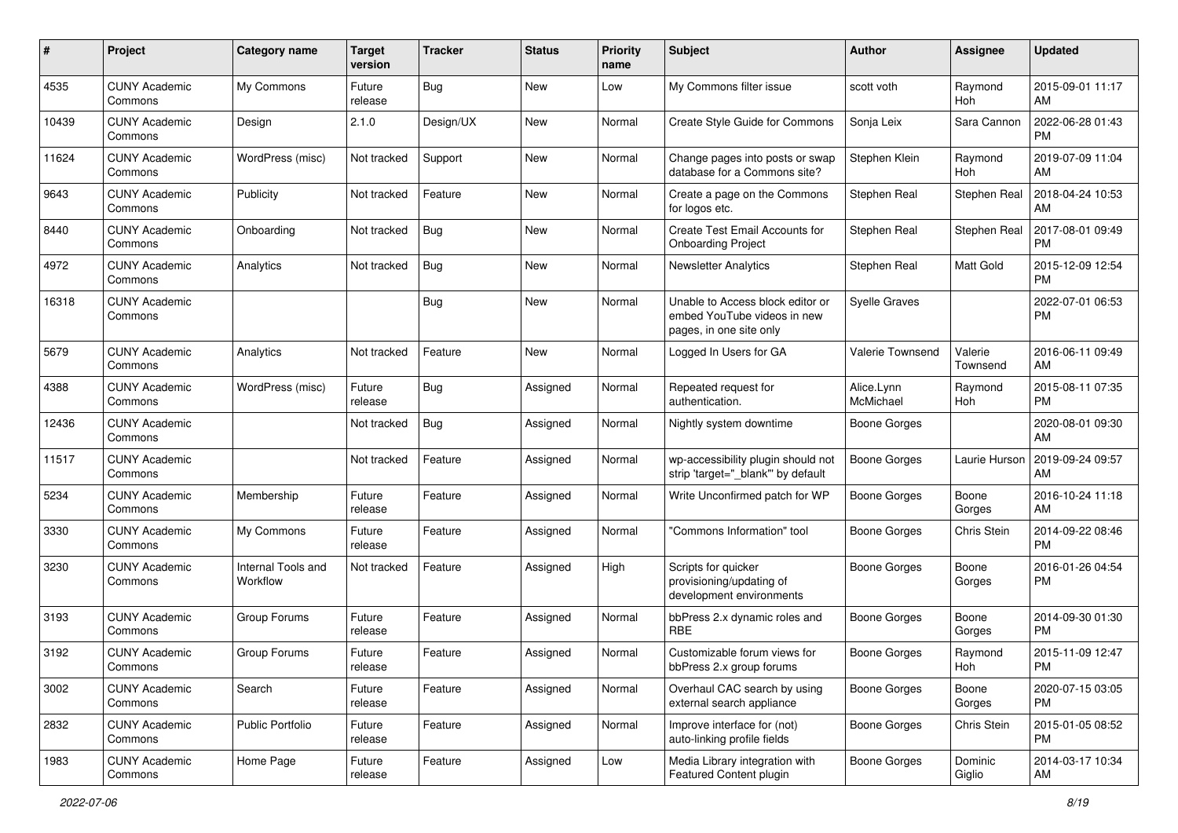| # | Project | Category name | Target version | Tracker | Status | Priority name | Subject | Author | Assignee | Updated |
|---|---|---|---|---|---|---|---|---|---|---|
| 4535 | CUNY Academic Commons | My Commons | Future release | Bug | New | Low | My Commons filter issue | scott voth | Raymond Hoh | 2015-09-01 11:17 AM |
| 10439 | CUNY Academic Commons | Design | 2.1.0 | Design/UX | New | Normal | Create Style Guide for Commons | Sonja Leix | Sara Cannon | 2022-06-28 01:43 PM |
| 11624 | CUNY Academic Commons | WordPress (misc) | Not tracked | Support | New | Normal | Change pages into posts or swap database for a Commons site? | Stephen Klein | Raymond Hoh | 2019-07-09 11:04 AM |
| 9643 | CUNY Academic Commons | Publicity | Not tracked | Feature | New | Normal | Create a page on the Commons for logos etc. | Stephen Real | Stephen Real | 2018-04-24 10:53 AM |
| 8440 | CUNY Academic Commons | Onboarding | Not tracked | Bug | New | Normal | Create Test Email Accounts for Onboarding Project | Stephen Real | Stephen Real | 2017-08-01 09:49 PM |
| 4972 | CUNY Academic Commons | Analytics | Not tracked | Bug | New | Normal | Newsletter Analytics | Stephen Real | Matt Gold | 2015-12-09 12:54 PM |
| 16318 | CUNY Academic Commons | | | Bug | New | Normal | Unable to Access block editor or embed YouTube videos in new pages, in one site only | Syelle Graves | | 2022-07-01 06:53 PM |
| 5679 | CUNY Academic Commons | Analytics | Not tracked | Feature | New | Normal | Logged In Users for GA | Valerie Townsend | Valerie Townsend | 2016-06-11 09:49 AM |
| 4388 | CUNY Academic Commons | WordPress (misc) | Future release | Bug | Assigned | Normal | Repeated request for authentication. | Alice.Lynn McMichael | Raymond Hoh | 2015-08-11 07:35 PM |
| 12436 | CUNY Academic Commons | | Not tracked | Bug | Assigned | Normal | Nightly system downtime | Boone Gorges | | 2020-08-01 09:30 AM |
| 11517 | CUNY Academic Commons | | Not tracked | Feature | Assigned | Normal | wp-accessibility plugin should not strip 'target="_blank"' by default | Boone Gorges | Laurie Hurson | 2019-09-24 09:57 AM |
| 5234 | CUNY Academic Commons | Membership | Future release | Feature | Assigned | Normal | Write Unconfirmed patch for WP | Boone Gorges | Boone Gorges | 2016-10-24 11:18 AM |
| 3330 | CUNY Academic Commons | My Commons | Future release | Feature | Assigned | Normal | "Commons Information" tool | Boone Gorges | Chris Stein | 2014-09-22 08:46 PM |
| 3230 | CUNY Academic Commons | Internal Tools and Workflow | Not tracked | Feature | Assigned | High | Scripts for quicker provisioning/updating of development environments | Boone Gorges | Boone Gorges | 2016-01-26 04:54 PM |
| 3193 | CUNY Academic Commons | Group Forums | Future release | Feature | Assigned | Normal | bbPress 2.x dynamic roles and RBE | Boone Gorges | Boone Gorges | 2014-09-30 01:30 PM |
| 3192 | CUNY Academic Commons | Group Forums | Future release | Feature | Assigned | Normal | Customizable forum views for bbPress 2.x group forums | Boone Gorges | Raymond Hoh | 2015-11-09 12:47 PM |
| 3002 | CUNY Academic Commons | Search | Future release | Feature | Assigned | Normal | Overhaul CAC search by using external search appliance | Boone Gorges | Boone Gorges | 2020-07-15 03:05 PM |
| 2832 | CUNY Academic Commons | Public Portfolio | Future release | Feature | Assigned | Normal | Improve interface for (not) auto-linking profile fields | Boone Gorges | Chris Stein | 2015-01-05 08:52 PM |
| 1983 | CUNY Academic Commons | Home Page | Future release | Feature | Assigned | Low | Media Library integration with Featured Content plugin | Boone Gorges | Dominic Giglio | 2014-03-17 10:34 AM |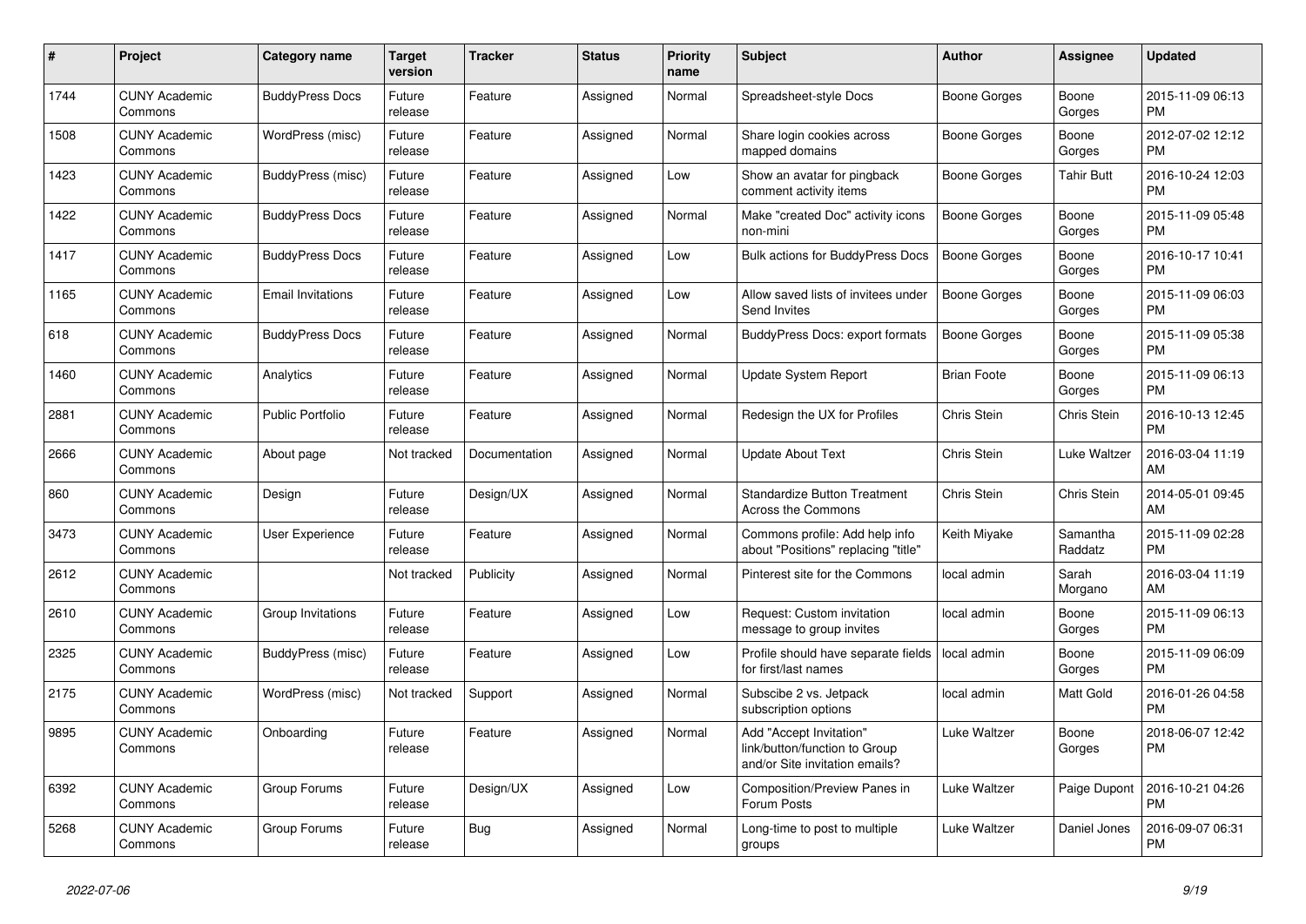| # | Project | Category name | Target version | Tracker | Status | Priority name | Subject | Author | Assignee | Updated |
|---|---|---|---|---|---|---|---|---|---|---|
| 1744 | CUNY Academic Commons | BuddyPress Docs | Future release | Feature | Assigned | Normal | Spreadsheet-style Docs | Boone Gorges | Boone Gorges | 2015-11-09 06:13 PM |
| 1508 | CUNY Academic Commons | WordPress (misc) | Future release | Feature | Assigned | Normal | Share login cookies across mapped domains | Boone Gorges | Boone Gorges | 2012-07-02 12:12 PM |
| 1423 | CUNY Academic Commons | BuddyPress (misc) | Future release | Feature | Assigned | Low | Show an avatar for pingback comment activity items | Boone Gorges | Tahir Butt | 2016-10-24 12:03 PM |
| 1422 | CUNY Academic Commons | BuddyPress Docs | Future release | Feature | Assigned | Normal | Make "created Doc" activity icons non-mini | Boone Gorges | Boone Gorges | 2015-11-09 05:48 PM |
| 1417 | CUNY Academic Commons | BuddyPress Docs | Future release | Feature | Assigned | Low | Bulk actions for BuddyPress Docs | Boone Gorges | Boone Gorges | 2016-10-17 10:41 PM |
| 1165 | CUNY Academic Commons | Email Invitations | Future release | Feature | Assigned | Low | Allow saved lists of invitees under Send Invites | Boone Gorges | Boone Gorges | 2015-11-09 06:03 PM |
| 618 | CUNY Academic Commons | BuddyPress Docs | Future release | Feature | Assigned | Normal | BuddyPress Docs: export formats | Boone Gorges | Boone Gorges | 2015-11-09 05:38 PM |
| 1460 | CUNY Academic Commons | Analytics | Future release | Feature | Assigned | Normal | Update System Report | Brian Foote | Boone Gorges | 2015-11-09 06:13 PM |
| 2881 | CUNY Academic Commons | Public Portfolio | Future release | Feature | Assigned | Normal | Redesign the UX for Profiles | Chris Stein | Chris Stein | 2016-10-13 12:45 PM |
| 2666 | CUNY Academic Commons | About page | Not tracked | Documentation | Assigned | Normal | Update About Text | Chris Stein | Luke Waltzer | 2016-03-04 11:19 AM |
| 860 | CUNY Academic Commons | Design | Future release | Design/UX | Assigned | Normal | Standardize Button Treatment Across the Commons | Chris Stein | Chris Stein | 2014-05-01 09:45 AM |
| 3473 | CUNY Academic Commons | User Experience | Future release | Feature | Assigned | Normal | Commons profile: Add help info about "Positions" replacing "title" | Keith Miyake | Samantha Raddatz | 2015-11-09 02:28 PM |
| 2612 | CUNY Academic Commons | | Not tracked | Publicity | Assigned | Normal | Pinterest site for the Commons | local admin | Sarah Morgano | 2016-03-04 11:19 AM |
| 2610 | CUNY Academic Commons | Group Invitations | Future release | Feature | Assigned | Low | Request: Custom invitation message to group invites | local admin | Boone Gorges | 2015-11-09 06:13 PM |
| 2325 | CUNY Academic Commons | BuddyPress (misc) | Future release | Feature | Assigned | Low | Profile should have separate fields for first/last names | local admin | Boone Gorges | 2015-11-09 06:09 PM |
| 2175 | CUNY Academic Commons | WordPress (misc) | Not tracked | Support | Assigned | Normal | Subscibe 2 vs. Jetpack subscription options | local admin | Matt Gold | 2016-01-26 04:58 PM |
| 9895 | CUNY Academic Commons | Onboarding | Future release | Feature | Assigned | Normal | Add "Accept Invitation" link/button/function to Group and/or Site invitation emails? | Luke Waltzer | Boone Gorges | 2018-06-07 12:42 PM |
| 6392 | CUNY Academic Commons | Group Forums | Future release | Design/UX | Assigned | Low | Composition/Preview Panes in Forum Posts | Luke Waltzer | Paige Dupont | 2016-10-21 04:26 PM |
| 5268 | CUNY Academic Commons | Group Forums | Future release | Bug | Assigned | Normal | Long-time to post to multiple groups | Luke Waltzer | Daniel Jones | 2016-09-07 06:31 PM |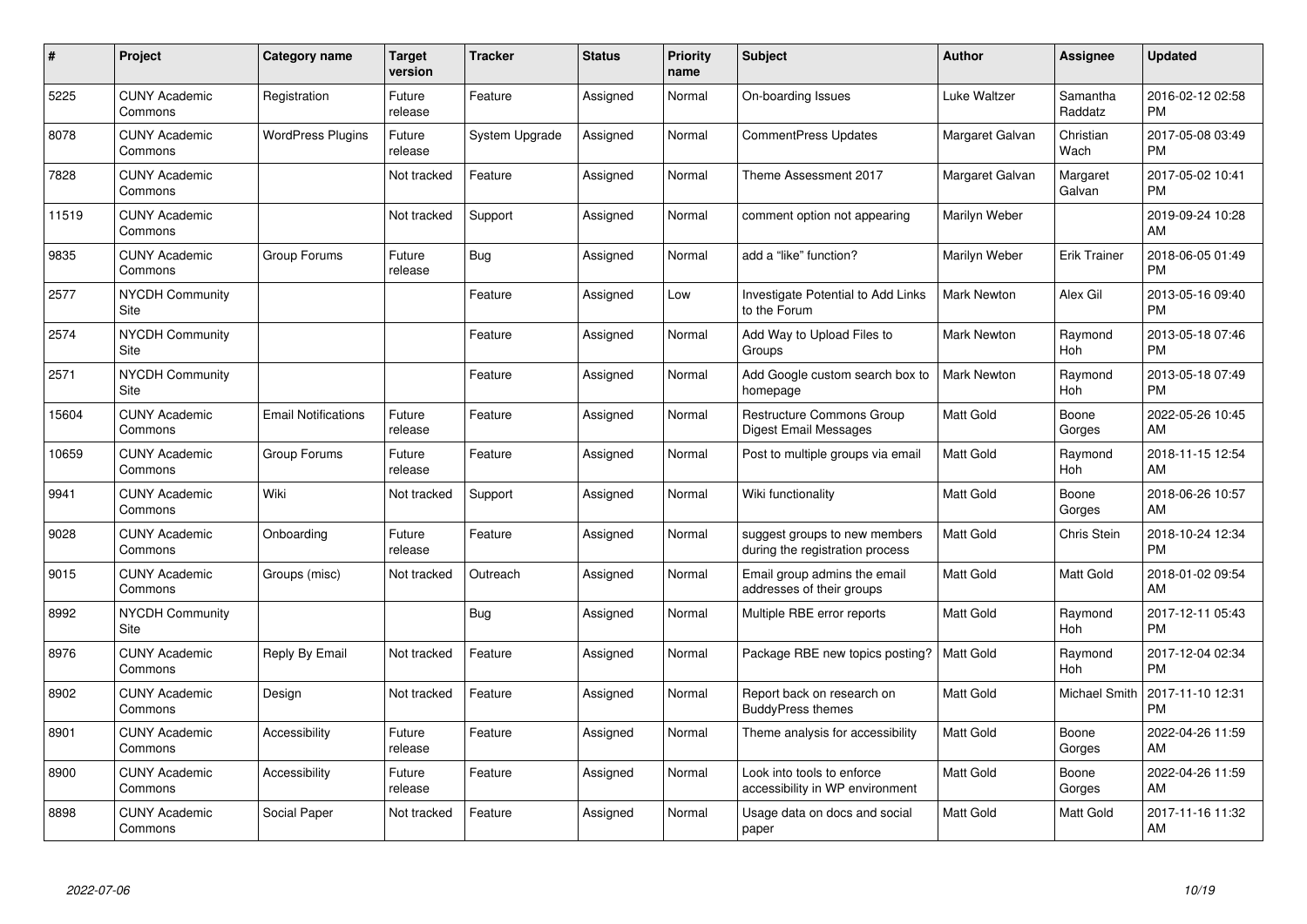| # | Project | Category name | Target version | Tracker | Status | Priority name | Subject | Author | Assignee | Updated |
|---|---|---|---|---|---|---|---|---|---|---|
| 5225 | CUNY Academic Commons | Registration | Future release | Feature | Assigned | Normal | On-boarding Issues | Luke Waltzer | Samantha Raddatz | 2016-02-12 02:58 PM |
| 8078 | CUNY Academic Commons | WordPress Plugins | Future release | System Upgrade | Assigned | Normal | CommentPress Updates | Margaret Galvan | Christian Wach | 2017-05-08 03:49 PM |
| 7828 | CUNY Academic Commons | | Not tracked | Feature | Assigned | Normal | Theme Assessment 2017 | Margaret Galvan | Margaret Galvan | 2017-05-02 10:41 PM |
| 11519 | CUNY Academic Commons | | Not tracked | Support | Assigned | Normal | comment option not appearing | Marilyn Weber | | 2019-09-24 10:28 AM |
| 9835 | CUNY Academic Commons | Group Forums | Future release | Bug | Assigned | Normal | add a “like” function? | Marilyn Weber | Erik Trainer | 2018-06-05 01:49 PM |
| 2577 | NYCDH Community Site | | | Feature | Assigned | Low | Investigate Potential to Add Links to the Forum | Mark Newton | Alex Gil | 2013-05-16 09:40 PM |
| 2574 | NYCDH Community Site | | | Feature | Assigned | Normal | Add Way to Upload Files to Groups | Mark Newton | Raymond Hoh | 2013-05-18 07:46 PM |
| 2571 | NYCDH Community Site | | | Feature | Assigned | Normal | Add Google custom search box to homepage | Mark Newton | Raymond Hoh | 2013-05-18 07:49 PM |
| 15604 | CUNY Academic Commons | Email Notifications | Future release | Feature | Assigned | Normal | Restructure Commons Group Digest Email Messages | Matt Gold | Boone Gorges | 2022-05-26 10:45 AM |
| 10659 | CUNY Academic Commons | Group Forums | Future release | Feature | Assigned | Normal | Post to multiple groups via email | Matt Gold | Raymond Hoh | 2018-11-15 12:54 AM |
| 9941 | CUNY Academic Commons | Wiki | Not tracked | Support | Assigned | Normal | Wiki functionality | Matt Gold | Boone Gorges | 2018-06-26 10:57 AM |
| 9028 | CUNY Academic Commons | Onboarding | Future release | Feature | Assigned | Normal | suggest groups to new members during the registration process | Matt Gold | Chris Stein | 2018-10-24 12:34 PM |
| 9015 | CUNY Academic Commons | Groups (misc) | Not tracked | Outreach | Assigned | Normal | Email group admins the email addresses of their groups | Matt Gold | Matt Gold | 2018-01-02 09:54 AM |
| 8992 | NYCDH Community Site | | | Bug | Assigned | Normal | Multiple RBE error reports | Matt Gold | Raymond Hoh | 2017-12-11 05:43 PM |
| 8976 | CUNY Academic Commons | Reply By Email | Not tracked | Feature | Assigned | Normal | Package RBE new topics posting? | Matt Gold | Raymond Hoh | 2017-12-04 02:34 PM |
| 8902 | CUNY Academic Commons | Design | Not tracked | Feature | Assigned | Normal | Report back on research on BuddyPress themes | Matt Gold | Michael Smith | 2017-11-10 12:31 PM |
| 8901 | CUNY Academic Commons | Accessibility | Future release | Feature | Assigned | Normal | Theme analysis for accessibility | Matt Gold | Boone Gorges | 2022-04-26 11:59 AM |
| 8900 | CUNY Academic Commons | Accessibility | Future release | Feature | Assigned | Normal | Look into tools to enforce accessibility in WP environment | Matt Gold | Boone Gorges | 2022-04-26 11:59 AM |
| 8898 | CUNY Academic Commons | Social Paper | Not tracked | Feature | Assigned | Normal | Usage data on docs and social paper | Matt Gold | Matt Gold | 2017-11-16 11:32 AM |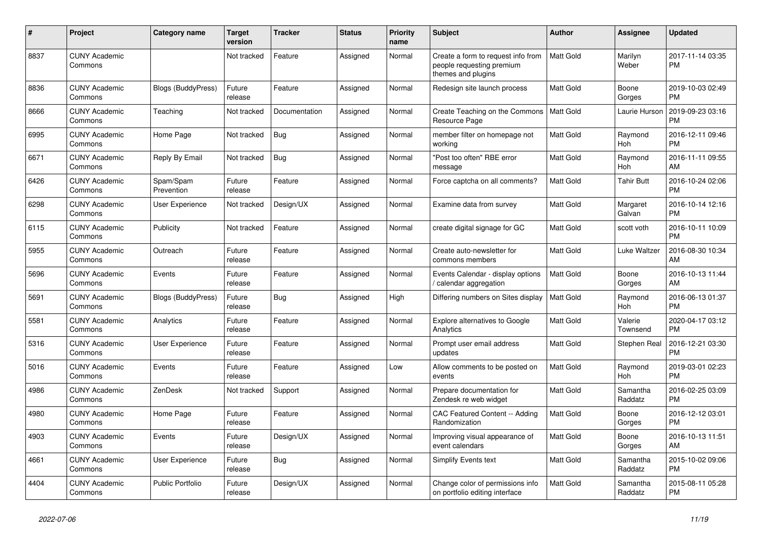| # | Project | Category name | Target version | Tracker | Status | Priority name | Subject | Author | Assignee | Updated |
|---|---|---|---|---|---|---|---|---|---|---|
| 8837 | CUNY Academic Commons | | Not tracked | Feature | Assigned | Normal | Create a form to request info from people requesting premium themes and plugins | Matt Gold | Marilyn Weber | 2017-11-14 03:35 PM |
| 8836 | CUNY Academic Commons | Blogs (BuddyPress) | Future release | Feature | Assigned | Normal | Redesign site launch process | Matt Gold | Boone Gorges | 2019-10-03 02:49 PM |
| 8666 | CUNY Academic Commons | Teaching | Not tracked | Documentation | Assigned | Normal | Create Teaching on the Commons Resource Page | Matt Gold | Laurie Hurson | 2019-09-23 03:16 PM |
| 6995 | CUNY Academic Commons | Home Page | Not tracked | Bug | Assigned | Normal | member filter on homepage not working | Matt Gold | Raymond Hoh | 2016-12-11 09:46 PM |
| 6671 | CUNY Academic Commons | Reply By Email | Not tracked | Bug | Assigned | Normal | "Post too often" RBE error message | Matt Gold | Raymond Hoh | 2016-11-11 09:55 AM |
| 6426 | CUNY Academic Commons | Spam/Spam Prevention | Future release | Feature | Assigned | Normal | Force captcha on all comments? | Matt Gold | Tahir Butt | 2016-10-24 02:06 PM |
| 6298 | CUNY Academic Commons | User Experience | Not tracked | Design/UX | Assigned | Normal | Examine data from survey | Matt Gold | Margaret Galvan | 2016-10-14 12:16 PM |
| 6115 | CUNY Academic Commons | Publicity | Not tracked | Feature | Assigned | Normal | create digital signage for GC | Matt Gold | scott voth | 2016-10-11 10:09 PM |
| 5955 | CUNY Academic Commons | Outreach | Future release | Feature | Assigned | Normal | Create auto-newsletter for commons members | Matt Gold | Luke Waltzer | 2016-08-30 10:34 AM |
| 5696 | CUNY Academic Commons | Events | Future release | Feature | Assigned | Normal | Events Calendar - display options / calendar aggregation | Matt Gold | Boone Gorges | 2016-10-13 11:44 AM |
| 5691 | CUNY Academic Commons | Blogs (BuddyPress) | Future release | Bug | Assigned | High | Differing numbers on Sites display | Matt Gold | Raymond Hoh | 2016-06-13 01:37 PM |
| 5581 | CUNY Academic Commons | Analytics | Future release | Feature | Assigned | Normal | Explore alternatives to Google Analytics | Matt Gold | Valerie Townsend | 2020-04-17 03:12 PM |
| 5316 | CUNY Academic Commons | User Experience | Future release | Feature | Assigned | Normal | Prompt user email address updates | Matt Gold | Stephen Real | 2016-12-21 03:30 PM |
| 5016 | CUNY Academic Commons | Events | Future release | Feature | Assigned | Low | Allow comments to be posted on events | Matt Gold | Raymond Hoh | 2019-03-01 02:23 PM |
| 4986 | CUNY Academic Commons | ZenDesk | Not tracked | Support | Assigned | Normal | Prepare documentation for Zendesk re web widget | Matt Gold | Samantha Raddatz | 2016-02-25 03:09 PM |
| 4980 | CUNY Academic Commons | Home Page | Future release | Feature | Assigned | Normal | CAC Featured Content -- Adding Randomization | Matt Gold | Boone Gorges | 2016-12-12 03:01 PM |
| 4903 | CUNY Academic Commons | Events | Future release | Design/UX | Assigned | Normal | Improving visual appearance of event calendars | Matt Gold | Boone Gorges | 2016-10-13 11:51 AM |
| 4661 | CUNY Academic Commons | User Experience | Future release | Bug | Assigned | Normal | Simplify Events text | Matt Gold | Samantha Raddatz | 2015-10-02 09:06 PM |
| 4404 | CUNY Academic Commons | Public Portfolio | Future release | Design/UX | Assigned | Normal | Change color of permissions info on portfolio editing interface | Matt Gold | Samantha Raddatz | 2015-08-11 05:28 PM |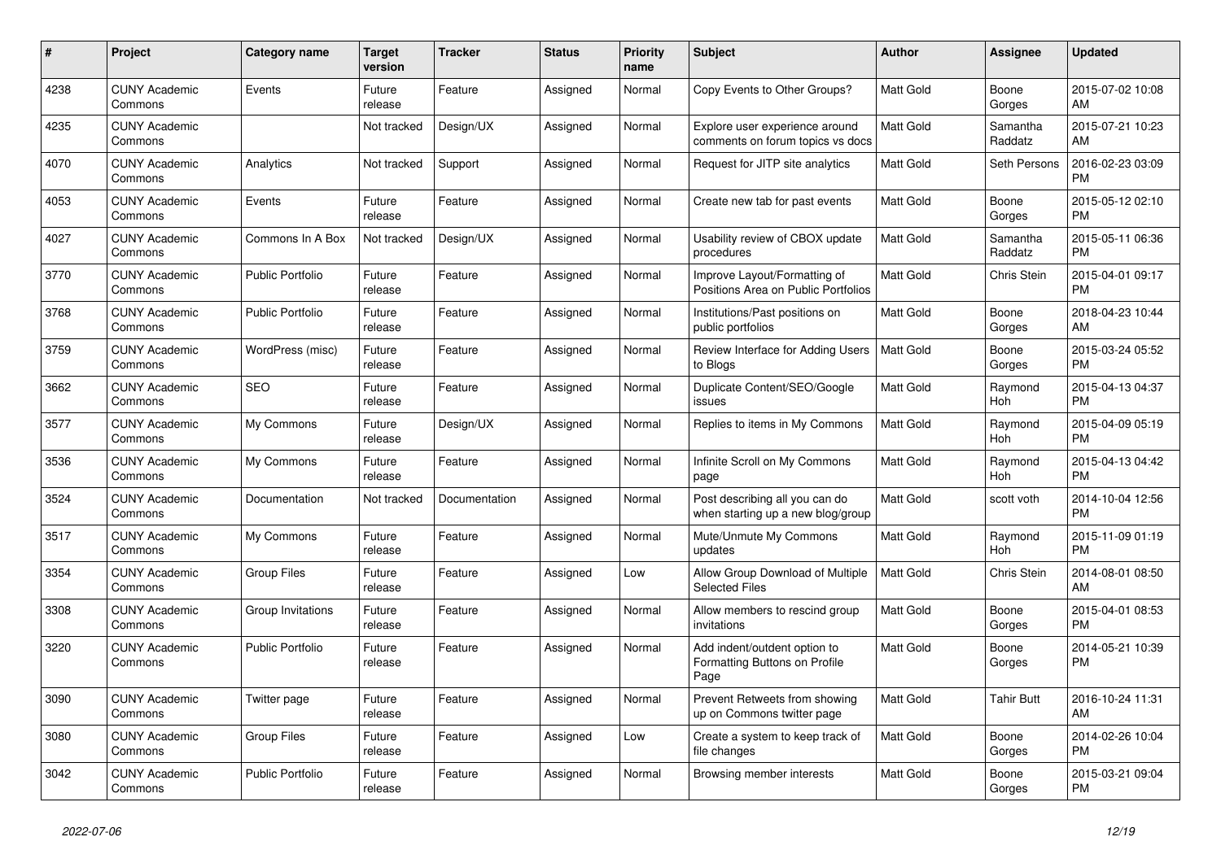| # | Project | Category name | Target version | Tracker | Status | Priority name | Subject | Author | Assignee | Updated |
|---|---|---|---|---|---|---|---|---|---|---|
| 4238 | CUNY Academic Commons | Events | Future release | Feature | Assigned | Normal | Copy Events to Other Groups? | Matt Gold | Boone Gorges | 2015-07-02 10:08 AM |
| 4235 | CUNY Academic Commons | | Not tracked | Design/UX | Assigned | Normal | Explore user experience around comments on forum topics vs docs | Matt Gold | Samantha Raddatz | 2015-07-21 10:23 AM |
| 4070 | CUNY Academic Commons | Analytics | Not tracked | Support | Assigned | Normal | Request for JITP site analytics | Matt Gold | Seth Persons | 2016-02-23 03:09 PM |
| 4053 | CUNY Academic Commons | Events | Future release | Feature | Assigned | Normal | Create new tab for past events | Matt Gold | Boone Gorges | 2015-05-12 02:10 PM |
| 4027 | CUNY Academic Commons | Commons In A Box | Not tracked | Design/UX | Assigned | Normal | Usability review of CBOX update procedures | Matt Gold | Samantha Raddatz | 2015-05-11 06:36 PM |
| 3770 | CUNY Academic Commons | Public Portfolio | Future release | Feature | Assigned | Normal | Improve Layout/Formatting of Positions Area on Public Portfolios | Matt Gold | Chris Stein | 2015-04-01 09:17 PM |
| 3768 | CUNY Academic Commons | Public Portfolio | Future release | Feature | Assigned | Normal | Institutions/Past positions on public portfolios | Matt Gold | Boone Gorges | 2018-04-23 10:44 AM |
| 3759 | CUNY Academic Commons | WordPress (misc) | Future release | Feature | Assigned | Normal | Review Interface for Adding Users to Blogs | Matt Gold | Boone Gorges | 2015-03-24 05:52 PM |
| 3662 | CUNY Academic Commons | SEO | Future release | Feature | Assigned | Normal | Duplicate Content/SEO/Google issues | Matt Gold | Raymond Hoh | 2015-04-13 04:37 PM |
| 3577 | CUNY Academic Commons | My Commons | Future release | Design/UX | Assigned | Normal | Replies to items in My Commons | Matt Gold | Raymond Hoh | 2015-04-09 05:19 PM |
| 3536 | CUNY Academic Commons | My Commons | Future release | Feature | Assigned | Normal | Infinite Scroll on My Commons page | Matt Gold | Raymond Hoh | 2015-04-13 04:42 PM |
| 3524 | CUNY Academic Commons | Documentation | Not tracked | Documentation | Assigned | Normal | Post describing all you can do when starting up a new blog/group | Matt Gold | scott voth | 2014-10-04 12:56 PM |
| 3517 | CUNY Academic Commons | My Commons | Future release | Feature | Assigned | Normal | Mute/Unmute My Commons updates | Matt Gold | Raymond Hoh | 2015-11-09 01:19 PM |
| 3354 | CUNY Academic Commons | Group Files | Future release | Feature | Assigned | Low | Allow Group Download of Multiple Selected Files | Matt Gold | Chris Stein | 2014-08-01 08:50 AM |
| 3308 | CUNY Academic Commons | Group Invitations | Future release | Feature | Assigned | Normal | Allow members to rescind group invitations | Matt Gold | Boone Gorges | 2015-04-01 08:53 PM |
| 3220 | CUNY Academic Commons | Public Portfolio | Future release | Feature | Assigned | Normal | Add indent/outdent option to Formatting Buttons on Profile Page | Matt Gold | Boone Gorges | 2014-05-21 10:39 PM |
| 3090 | CUNY Academic Commons | Twitter page | Future release | Feature | Assigned | Normal | Prevent Retweets from showing up on Commons twitter page | Matt Gold | Tahir Butt | 2016-10-24 11:31 AM |
| 3080 | CUNY Academic Commons | Group Files | Future release | Feature | Assigned | Low | Create a system to keep track of file changes | Matt Gold | Boone Gorges | 2014-02-26 10:04 PM |
| 3042 | CUNY Academic Commons | Public Portfolio | Future release | Feature | Assigned | Normal | Browsing member interests | Matt Gold | Boone Gorges | 2015-03-21 09:04 PM |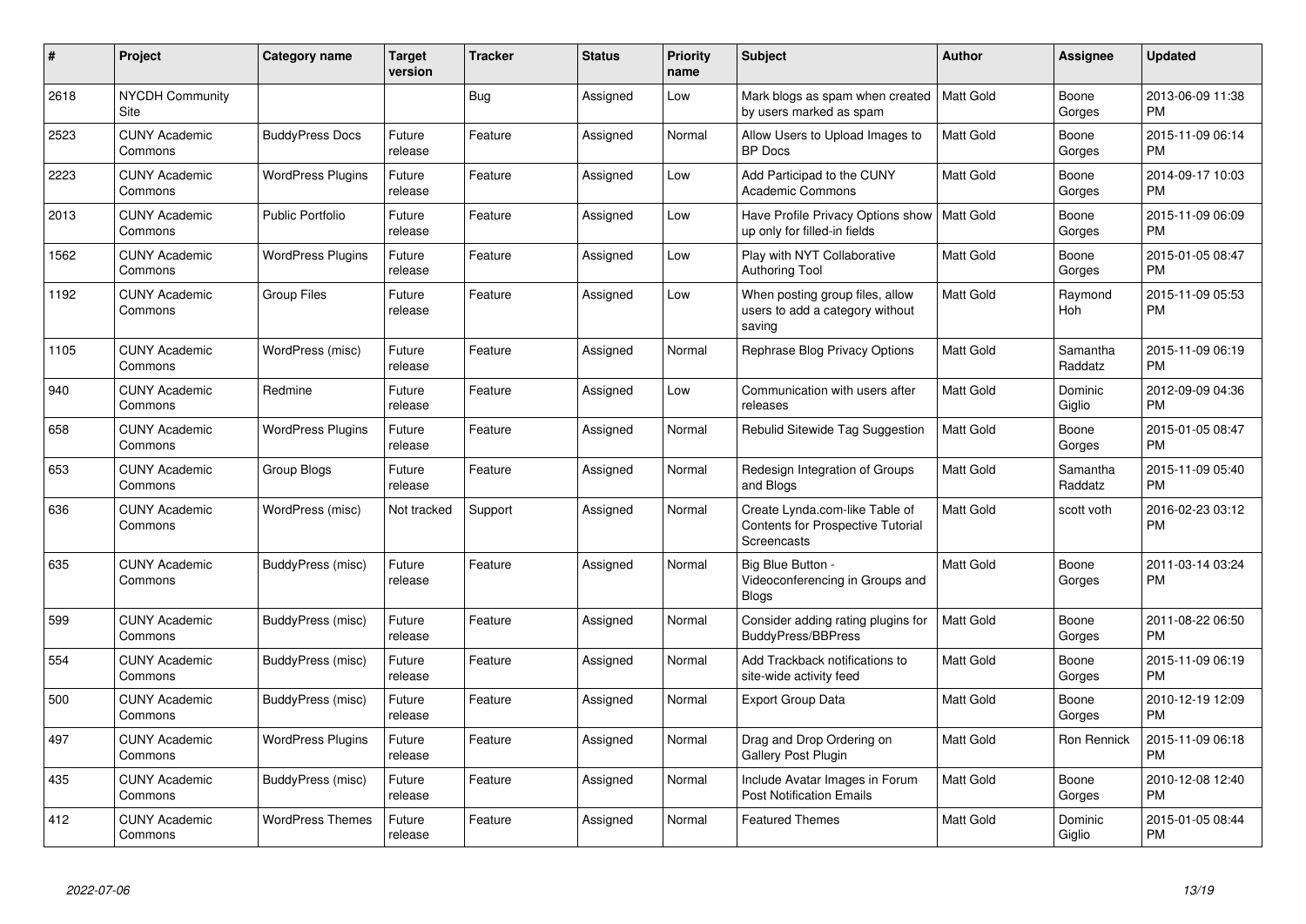| # | Project | Category name | Target version | Tracker | Status | Priority name | Subject | Author | Assignee | Updated |
|---|---|---|---|---|---|---|---|---|---|---|
| 2618 | NYCDH Community Site | | | Bug | Assigned | Low | Mark blogs as spam when created by users marked as spam | Matt Gold | Boone Gorges | 2013-06-09 11:38 PM |
| 2523 | CUNY Academic Commons | BuddyPress Docs | Future release | Feature | Assigned | Normal | Allow Users to Upload Images to BP Docs | Matt Gold | Boone Gorges | 2015-11-09 06:14 PM |
| 2223 | CUNY Academic Commons | WordPress Plugins | Future release | Feature | Assigned | Low | Add Participad to the CUNY Academic Commons | Matt Gold | Boone Gorges | 2014-09-17 10:03 PM |
| 2013 | CUNY Academic Commons | Public Portfolio | Future release | Feature | Assigned | Low | Have Profile Privacy Options show up only for filled-in fields | Matt Gold | Boone Gorges | 2015-11-09 06:09 PM |
| 1562 | CUNY Academic Commons | WordPress Plugins | Future release | Feature | Assigned | Low | Play with NYT Collaborative Authoring Tool | Matt Gold | Boone Gorges | 2015-01-05 08:47 PM |
| 1192 | CUNY Academic Commons | Group Files | Future release | Feature | Assigned | Low | When posting group files, allow users to add a category without saving | Matt Gold | Raymond Hoh | 2015-11-09 05:53 PM |
| 1105 | CUNY Academic Commons | WordPress (misc) | Future release | Feature | Assigned | Normal | Rephrase Blog Privacy Options | Matt Gold | Samantha Raddatz | 2015-11-09 06:19 PM |
| 940 | CUNY Academic Commons | Redmine | Future release | Feature | Assigned | Low | Communication with users after releases | Matt Gold | Dominic Giglio | 2012-09-09 04:36 PM |
| 658 | CUNY Academic Commons | WordPress Plugins | Future release | Feature | Assigned | Normal | Rebulid Sitewide Tag Suggestion | Matt Gold | Boone Gorges | 2015-01-05 08:47 PM |
| 653 | CUNY Academic Commons | Group Blogs | Future release | Feature | Assigned | Normal | Redesign Integration of Groups and Blogs | Matt Gold | Samantha Raddatz | 2015-11-09 05:40 PM |
| 636 | CUNY Academic Commons | WordPress (misc) | Not tracked | Support | Assigned | Normal | Create Lynda.com-like Table of Contents for Prospective Tutorial Screencasts | Matt Gold | scott voth | 2016-02-23 03:12 PM |
| 635 | CUNY Academic Commons | BuddyPress (misc) | Future release | Feature | Assigned | Normal | Big Blue Button - Videoconferencing in Groups and Blogs | Matt Gold | Boone Gorges | 2011-03-14 03:24 PM |
| 599 | CUNY Academic Commons | BuddyPress (misc) | Future release | Feature | Assigned | Normal | Consider adding rating plugins for BuddyPress/BBPress | Matt Gold | Boone Gorges | 2011-08-22 06:50 PM |
| 554 | CUNY Academic Commons | BuddyPress (misc) | Future release | Feature | Assigned | Normal | Add Trackback notifications to site-wide activity feed | Matt Gold | Boone Gorges | 2015-11-09 06:19 PM |
| 500 | CUNY Academic Commons | BuddyPress (misc) | Future release | Feature | Assigned | Normal | Export Group Data | Matt Gold | Boone Gorges | 2010-12-19 12:09 PM |
| 497 | CUNY Academic Commons | WordPress Plugins | Future release | Feature | Assigned | Normal | Drag and Drop Ordering on Gallery Post Plugin | Matt Gold | Ron Rennick | 2015-11-09 06:18 PM |
| 435 | CUNY Academic Commons | BuddyPress (misc) | Future release | Feature | Assigned | Normal | Include Avatar Images in Forum Post Notification Emails | Matt Gold | Boone Gorges | 2010-12-08 12:40 PM |
| 412 | CUNY Academic Commons | WordPress Themes | Future release | Feature | Assigned | Normal | Featured Themes | Matt Gold | Dominic Giglio | 2015-01-05 08:44 PM |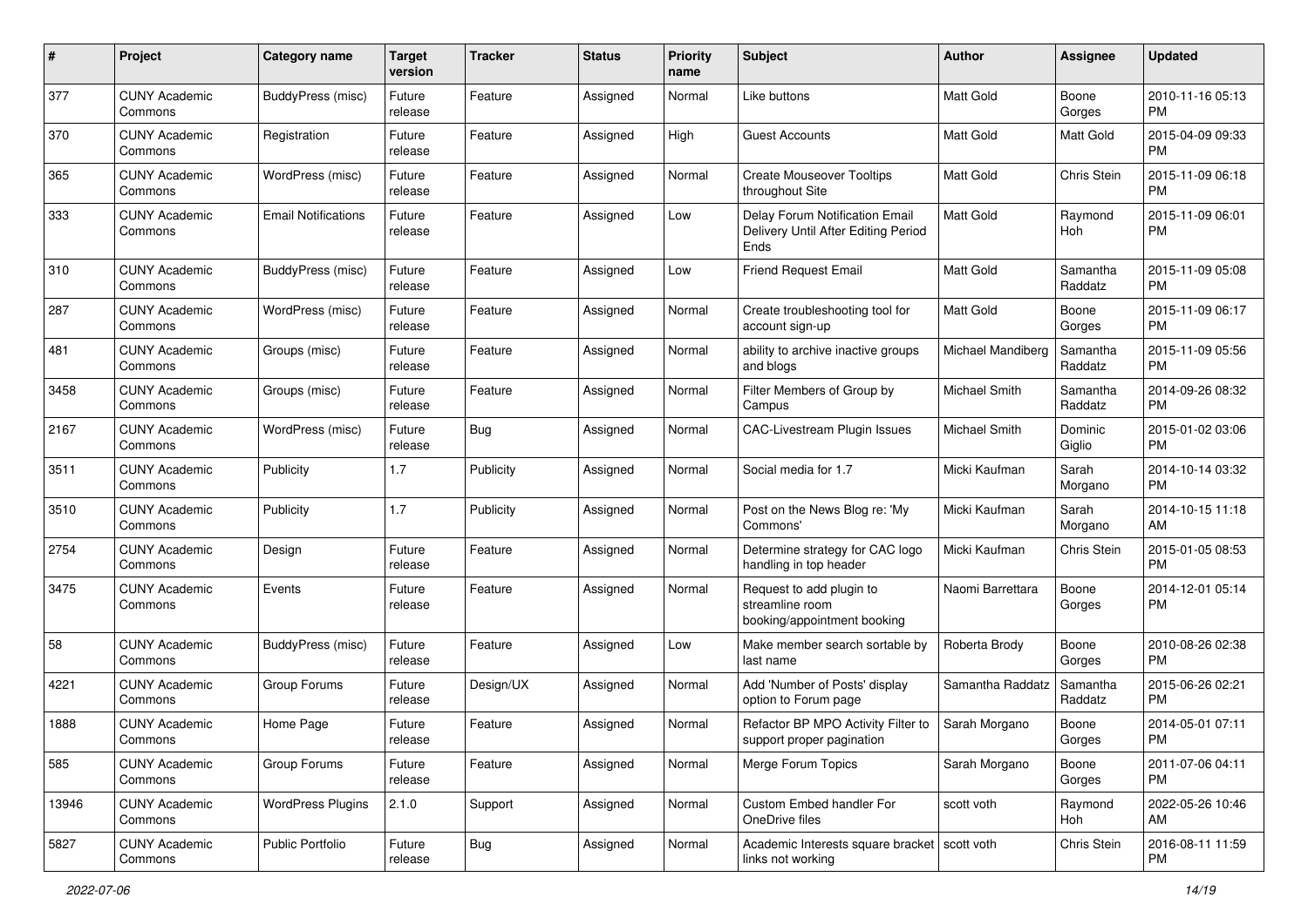| # | Project | Category name | Target version | Tracker | Status | Priority name | Subject | Author | Assignee | Updated |
|---|---|---|---|---|---|---|---|---|---|---|
| 377 | CUNY Academic Commons | BuddyPress (misc) | Future release | Feature | Assigned | Normal | Like buttons | Matt Gold | Boone Gorges | 2010-11-16 05:13 PM |
| 370 | CUNY Academic Commons | Registration | Future release | Feature | Assigned | High | Guest Accounts | Matt Gold | Matt Gold | 2015-04-09 09:33 PM |
| 365 | CUNY Academic Commons | WordPress (misc) | Future release | Feature | Assigned | Normal | Create Mouseover Tooltips throughout Site | Matt Gold | Chris Stein | 2015-11-09 06:18 PM |
| 333 | CUNY Academic Commons | Email Notifications | Future release | Feature | Assigned | Low | Delay Forum Notification Email Delivery Until After Editing Period Ends | Matt Gold | Raymond Hoh | 2015-11-09 06:01 PM |
| 310 | CUNY Academic Commons | BuddyPress (misc) | Future release | Feature | Assigned | Low | Friend Request Email | Matt Gold | Samantha Raddatz | 2015-11-09 05:08 PM |
| 287 | CUNY Academic Commons | WordPress (misc) | Future release | Feature | Assigned | Normal | Create troubleshooting tool for account sign-up | Matt Gold | Boone Gorges | 2015-11-09 06:17 PM |
| 481 | CUNY Academic Commons | Groups (misc) | Future release | Feature | Assigned | Normal | ability to archive inactive groups and blogs | Michael Mandiberg | Samantha Raddatz | 2015-11-09 05:56 PM |
| 3458 | CUNY Academic Commons | Groups (misc) | Future release | Feature | Assigned | Normal | Filter Members of Group by Campus | Michael Smith | Samantha Raddatz | 2014-09-26 08:32 PM |
| 2167 | CUNY Academic Commons | WordPress (misc) | Future release | Bug | Assigned | Normal | CAC-Livestream Plugin Issues | Michael Smith | Dominic Giglio | 2015-01-02 03:06 PM |
| 3511 | CUNY Academic Commons | Publicity | 1.7 | Publicity | Assigned | Normal | Social media for 1.7 | Micki Kaufman | Sarah Morgano | 2014-10-14 03:32 PM |
| 3510 | CUNY Academic Commons | Publicity | 1.7 | Publicity | Assigned | Normal | Post on the News Blog re: 'My Commons' | Micki Kaufman | Sarah Morgano | 2014-10-15 11:18 AM |
| 2754 | CUNY Academic Commons | Design | Future release | Feature | Assigned | Normal | Determine strategy for CAC logo handling in top header | Micki Kaufman | Chris Stein | 2015-01-05 08:53 PM |
| 3475 | CUNY Academic Commons | Events | Future release | Feature | Assigned | Normal | Request to add plugin to streamline room booking/appointment booking | Naomi Barrettara | Boone Gorges | 2014-12-01 05:14 PM |
| 58 | CUNY Academic Commons | BuddyPress (misc) | Future release | Feature | Assigned | Low | Make member search sortable by last name | Roberta Brody | Boone Gorges | 2010-08-26 02:38 PM |
| 4221 | CUNY Academic Commons | Group Forums | Future release | Design/UX | Assigned | Normal | Add 'Number of Posts' display option to Forum page | Samantha Raddatz | Samantha Raddatz | 2015-06-26 02:21 PM |
| 1888 | CUNY Academic Commons | Home Page | Future release | Feature | Assigned | Normal | Refactor BP MPO Activity Filter to support proper pagination | Sarah Morgano | Boone Gorges | 2014-05-01 07:11 PM |
| 585 | CUNY Academic Commons | Group Forums | Future release | Feature | Assigned | Normal | Merge Forum Topics | Sarah Morgano | Boone Gorges | 2011-07-06 04:11 PM |
| 13946 | CUNY Academic Commons | WordPress Plugins | 2.1.0 | Support | Assigned | Normal | Custom Embed handler For OneDrive files | scott voth | Raymond Hoh | 2022-05-26 10:46 AM |
| 5827 | CUNY Academic Commons | Public Portfolio | Future release | Bug | Assigned | Normal | Academic Interests square bracket links not working | scott voth | Chris Stein | 2016-08-11 11:59 PM |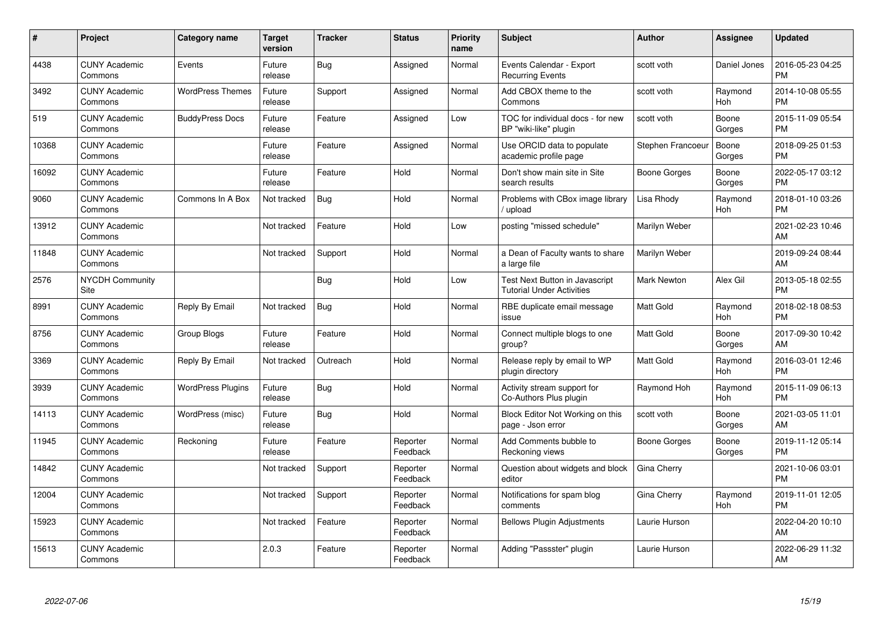| # | Project | Category name | Target version | Tracker | Status | Priority name | Subject | Author | Assignee | Updated |
|---|---|---|---|---|---|---|---|---|---|---|
| 4438 | CUNY Academic Commons | Events | Future release | Bug | Assigned | Normal | Events Calendar - Export Recurring Events | scott voth | Daniel Jones | 2016-05-23 04:25 PM |
| 3492 | CUNY Academic Commons | WordPress Themes | Future release | Support | Assigned | Normal | Add CBOX theme to the Commons | scott voth | Raymond Hoh | 2014-10-08 05:55 PM |
| 519 | CUNY Academic Commons | BuddyPress Docs | Future release | Feature | Assigned | Low | TOC for individual docs - for new BP "wiki-like" plugin | scott voth | Boone Gorges | 2015-11-09 05:54 PM |
| 10368 | CUNY Academic Commons | | Future release | Feature | Assigned | Normal | Use ORCID data to populate academic profile page | Stephen Francoeur | Boone Gorges | 2018-09-25 01:53 PM |
| 16092 | CUNY Academic Commons | | Future release | Feature | Hold | Normal | Don't show main site in Site search results | Boone Gorges | Boone Gorges | 2022-05-17 03:12 PM |
| 9060 | CUNY Academic Commons | Commons In A Box | Not tracked | Bug | Hold | Normal | Problems with CBox image library / upload | Lisa Rhody | Raymond Hoh | 2018-01-10 03:26 PM |
| 13912 | CUNY Academic Commons | | Not tracked | Feature | Hold | Low | posting "missed schedule" | Marilyn Weber | | 2021-02-23 10:46 AM |
| 11848 | CUNY Academic Commons | | Not tracked | Support | Hold | Normal | a Dean of Faculty wants to share a large file | Marilyn Weber | | 2019-09-24 08:44 AM |
| 2576 | NYCDH Community Site | | | Bug | Hold | Low | Test Next Button in Javascript Tutorial Under Activities | Mark Newton | Alex Gil | 2013-05-18 02:55 PM |
| 8991 | CUNY Academic Commons | Reply By Email | Not tracked | Bug | Hold | Normal | RBE duplicate email message issue | Matt Gold | Raymond Hoh | 2018-02-18 08:53 PM |
| 8756 | CUNY Academic Commons | Group Blogs | Future release | Feature | Hold | Normal | Connect multiple blogs to one group? | Matt Gold | Boone Gorges | 2017-09-30 10:42 AM |
| 3369 | CUNY Academic Commons | Reply By Email | Not tracked | Outreach | Hold | Normal | Release reply by email to WP plugin directory | Matt Gold | Raymond Hoh | 2016-03-01 12:46 PM |
| 3939 | CUNY Academic Commons | WordPress Plugins | Future release | Bug | Hold | Normal | Activity stream support for Co-Authors Plus plugin | Raymond Hoh | Raymond Hoh | 2015-11-09 06:13 PM |
| 14113 | CUNY Academic Commons | WordPress (misc) | Future release | Bug | Hold | Normal | Block Editor Not Working on this page - Json error | scott voth | Boone Gorges | 2021-03-05 11:01 AM |
| 11945 | CUNY Academic Commons | Reckoning | Future release | Feature | Reporter Feedback | Normal | Add Comments bubble to Reckoning views | Boone Gorges | Boone Gorges | 2019-11-12 05:14 PM |
| 14842 | CUNY Academic Commons | | Not tracked | Support | Reporter Feedback | Normal | Question about widgets and block editor | Gina Cherry | | 2021-10-06 03:01 PM |
| 12004 | CUNY Academic Commons | | Not tracked | Support | Reporter Feedback | Normal | Notifications for spam blog comments | Gina Cherry | Raymond Hoh | 2019-11-01 12:05 PM |
| 15923 | CUNY Academic Commons | | Not tracked | Feature | Reporter Feedback | Normal | Bellows Plugin Adjustments | Laurie Hurson | | 2022-04-20 10:10 AM |
| 15613 | CUNY Academic Commons | | 2.0.3 | Feature | Reporter Feedback | Normal | Adding "Passster" plugin | Laurie Hurson | | 2022-06-29 11:32 AM |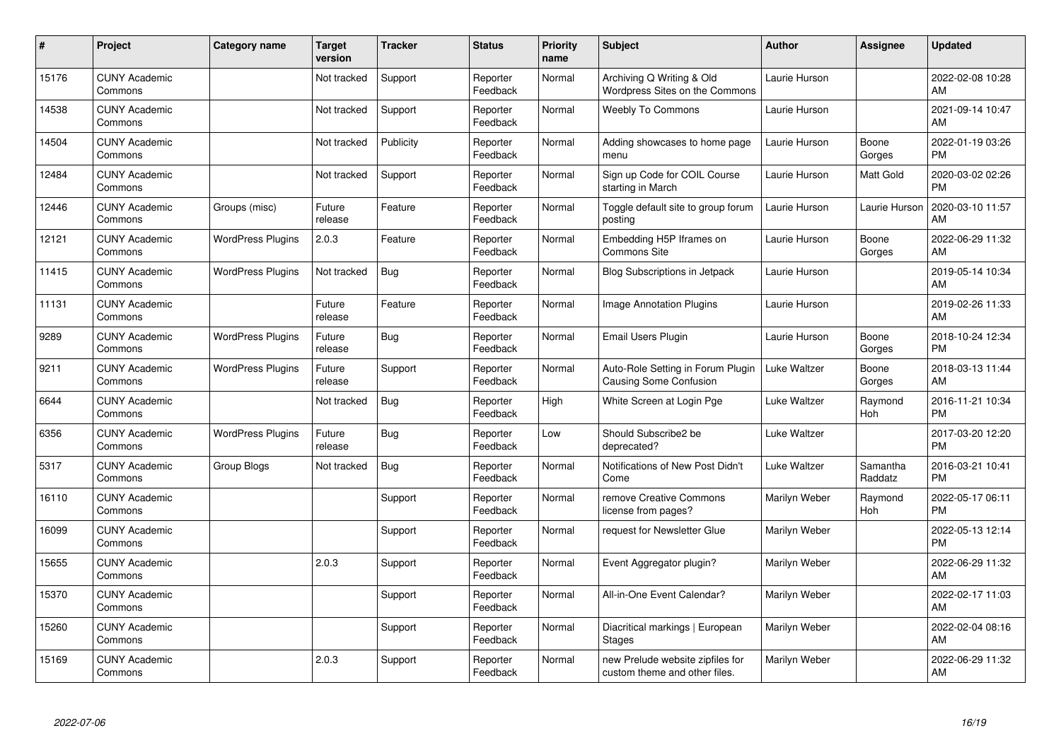| # | Project | Category name | Target version | Tracker | Status | Priority name | Subject | Author | Assignee | Updated |
|---|---|---|---|---|---|---|---|---|---|---|
| 15176 | CUNY Academic Commons | | Not tracked | Support | Reporter Feedback | Normal | Archiving Q Writing & Old Wordpress Sites on the Commons | Laurie Hurson | | 2022-02-08 10:28 AM |
| 14538 | CUNY Academic Commons | | Not tracked | Support | Reporter Feedback | Normal | Weebly To Commons | Laurie Hurson | | 2021-09-14 10:47 AM |
| 14504 | CUNY Academic Commons | | Not tracked | Publicity | Reporter Feedback | Normal | Adding showcases to home page menu | Laurie Hurson | Boone Gorges | 2022-01-19 03:26 PM |
| 12484 | CUNY Academic Commons | | Not tracked | Support | Reporter Feedback | Normal | Sign up Code for COIL Course starting in March | Laurie Hurson | Matt Gold | 2020-03-02 02:26 PM |
| 12446 | CUNY Academic Commons | Groups (misc) | Future release | Feature | Reporter Feedback | Normal | Toggle default site to group forum posting | Laurie Hurson | Laurie Hurson | 2020-03-10 11:57 AM |
| 12121 | CUNY Academic Commons | WordPress Plugins | 2.0.3 | Feature | Reporter Feedback | Normal | Embedding H5P Iframes on Commons Site | Laurie Hurson | Boone Gorges | 2022-06-29 11:32 AM |
| 11415 | CUNY Academic Commons | WordPress Plugins | Not tracked | Bug | Reporter Feedback | Normal | Blog Subscriptions in Jetpack | Laurie Hurson | | 2019-05-14 10:34 AM |
| 11131 | CUNY Academic Commons | | Future release | Feature | Reporter Feedback | Normal | Image Annotation Plugins | Laurie Hurson | | 2019-02-26 11:33 AM |
| 9289 | CUNY Academic Commons | WordPress Plugins | Future release | Bug | Reporter Feedback | Normal | Email Users Plugin | Laurie Hurson | Boone Gorges | 2018-10-24 12:34 PM |
| 9211 | CUNY Academic Commons | WordPress Plugins | Future release | Support | Reporter Feedback | Normal | Auto-Role Setting in Forum Plugin Causing Some Confusion | Luke Waltzer | Boone Gorges | 2018-03-13 11:44 AM |
| 6644 | CUNY Academic Commons | | Not tracked | Bug | Reporter Feedback | High | White Screen at Login Pge | Luke Waltzer | Raymond Hoh | 2016-11-21 10:34 PM |
| 6356 | CUNY Academic Commons | WordPress Plugins | Future release | Bug | Reporter Feedback | Low | Should Subscribe2 be deprecated? | Luke Waltzer | | 2017-03-20 12:20 PM |
| 5317 | CUNY Academic Commons | Group Blogs | Not tracked | Bug | Reporter Feedback | Normal | Notifications of New Post Didn't Come | Luke Waltzer | Samantha Raddatz | 2016-03-21 10:41 PM |
| 16110 | CUNY Academic Commons | | | Support | Reporter Feedback | Normal | remove Creative Commons license from pages? | Marilyn Weber | Raymond Hoh | 2022-05-17 06:11 PM |
| 16099 | CUNY Academic Commons | | | Support | Reporter Feedback | Normal | request for Newsletter Glue | Marilyn Weber | | 2022-05-13 12:14 PM |
| 15655 | CUNY Academic Commons | | 2.0.3 | Support | Reporter Feedback | Normal | Event Aggregator plugin? | Marilyn Weber | | 2022-06-29 11:32 AM |
| 15370 | CUNY Academic Commons | | | Support | Reporter Feedback | Normal | All-in-One Event Calendar? | Marilyn Weber | | 2022-02-17 11:03 AM |
| 15260 | CUNY Academic Commons | | | Support | Reporter Feedback | Normal | Diacritical markings \| European Stages | Marilyn Weber | | 2022-02-04 08:16 AM |
| 15169 | CUNY Academic Commons | | 2.0.3 | Support | Reporter Feedback | Normal | new Prelude website zipfiles for custom theme and other files. | Marilyn Weber | | 2022-06-29 11:32 AM |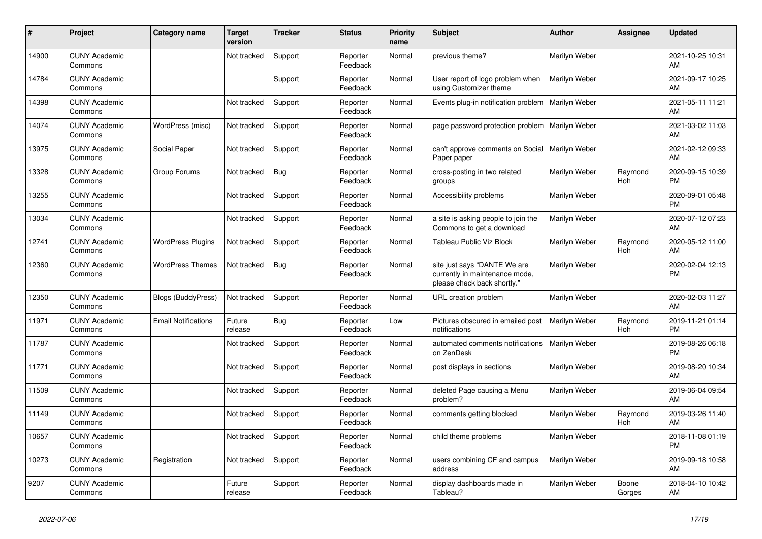| # | Project | Category name | Target version | Tracker | Status | Priority name | Subject | Author | Assignee | Updated |
|---|---|---|---|---|---|---|---|---|---|---|
| 14900 | CUNY Academic Commons | | Not tracked | Support | Reporter Feedback | Normal | previous theme? | Marilyn Weber | | 2021-10-25 10:31 AM |
| 14784 | CUNY Academic Commons | | | Support | Reporter Feedback | Normal | User report of logo problem when using Customizer theme | Marilyn Weber | | 2021-09-17 10:25 AM |
| 14398 | CUNY Academic Commons | | Not tracked | Support | Reporter Feedback | Normal | Events plug-in notification problem | Marilyn Weber | | 2021-05-11 11:21 AM |
| 14074 | CUNY Academic Commons | WordPress (misc) | Not tracked | Support | Reporter Feedback | Normal | page password protection problem | Marilyn Weber | | 2021-03-02 11:03 AM |
| 13975 | CUNY Academic Commons | Social Paper | Not tracked | Support | Reporter Feedback | Normal | can't approve comments on Social Paper paper | Marilyn Weber | | 2021-02-12 09:33 AM |
| 13328 | CUNY Academic Commons | Group Forums | Not tracked | Bug | Reporter Feedback | Normal | cross-posting in two related groups | Marilyn Weber | Raymond Hoh | 2020-09-15 10:39 PM |
| 13255 | CUNY Academic Commons | | Not tracked | Support | Reporter Feedback | Normal | Accessibility problems | Marilyn Weber | | 2020-09-01 05:48 PM |
| 13034 | CUNY Academic Commons | | Not tracked | Support | Reporter Feedback | Normal | a site is asking people to join the Commons to get a download | Marilyn Weber | | 2020-07-12 07:23 AM |
| 12741 | CUNY Academic Commons | WordPress Plugins | Not tracked | Support | Reporter Feedback | Normal | Tableau Public Viz Block | Marilyn Weber | Raymond Hoh | 2020-05-12 11:00 AM |
| 12360 | CUNY Academic Commons | WordPress Themes | Not tracked | Bug | Reporter Feedback | Normal | site just says "DANTE We are currently in maintenance mode, please check back shortly." | Marilyn Weber | | 2020-02-04 12:13 PM |
| 12350 | CUNY Academic Commons | Blogs (BuddyPress) | Not tracked | Support | Reporter Feedback | Normal | URL creation problem | Marilyn Weber | | 2020-02-03 11:27 AM |
| 11971 | CUNY Academic Commons | Email Notifications | Future release | Bug | Reporter Feedback | Low | Pictures obscured in emailed post notifications | Marilyn Weber | Raymond Hoh | 2019-11-21 01:14 PM |
| 11787 | CUNY Academic Commons | | Not tracked | Support | Reporter Feedback | Normal | automated comments notifications on ZenDesk | Marilyn Weber | | 2019-08-26 06:18 PM |
| 11771 | CUNY Academic Commons | | Not tracked | Support | Reporter Feedback | Normal | post displays in sections | Marilyn Weber | | 2019-08-20 10:34 AM |
| 11509 | CUNY Academic Commons | | Not tracked | Support | Reporter Feedback | Normal | deleted Page causing a Menu problem? | Marilyn Weber | | 2019-06-04 09:54 AM |
| 11149 | CUNY Academic Commons | | Not tracked | Support | Reporter Feedback | Normal | comments getting blocked | Marilyn Weber | Raymond Hoh | 2019-03-26 11:40 AM |
| 10657 | CUNY Academic Commons | | Not tracked | Support | Reporter Feedback | Normal | child theme problems | Marilyn Weber | | 2018-11-08 01:19 PM |
| 10273 | CUNY Academic Commons | Registration | Not tracked | Support | Reporter Feedback | Normal | users combining CF and campus address | Marilyn Weber | | 2019-09-18 10:58 AM |
| 9207 | CUNY Academic Commons | | Future release | Support | Reporter Feedback | Normal | display dashboards made in Tableau? | Marilyn Weber | Boone Gorges | 2018-04-10 10:42 AM |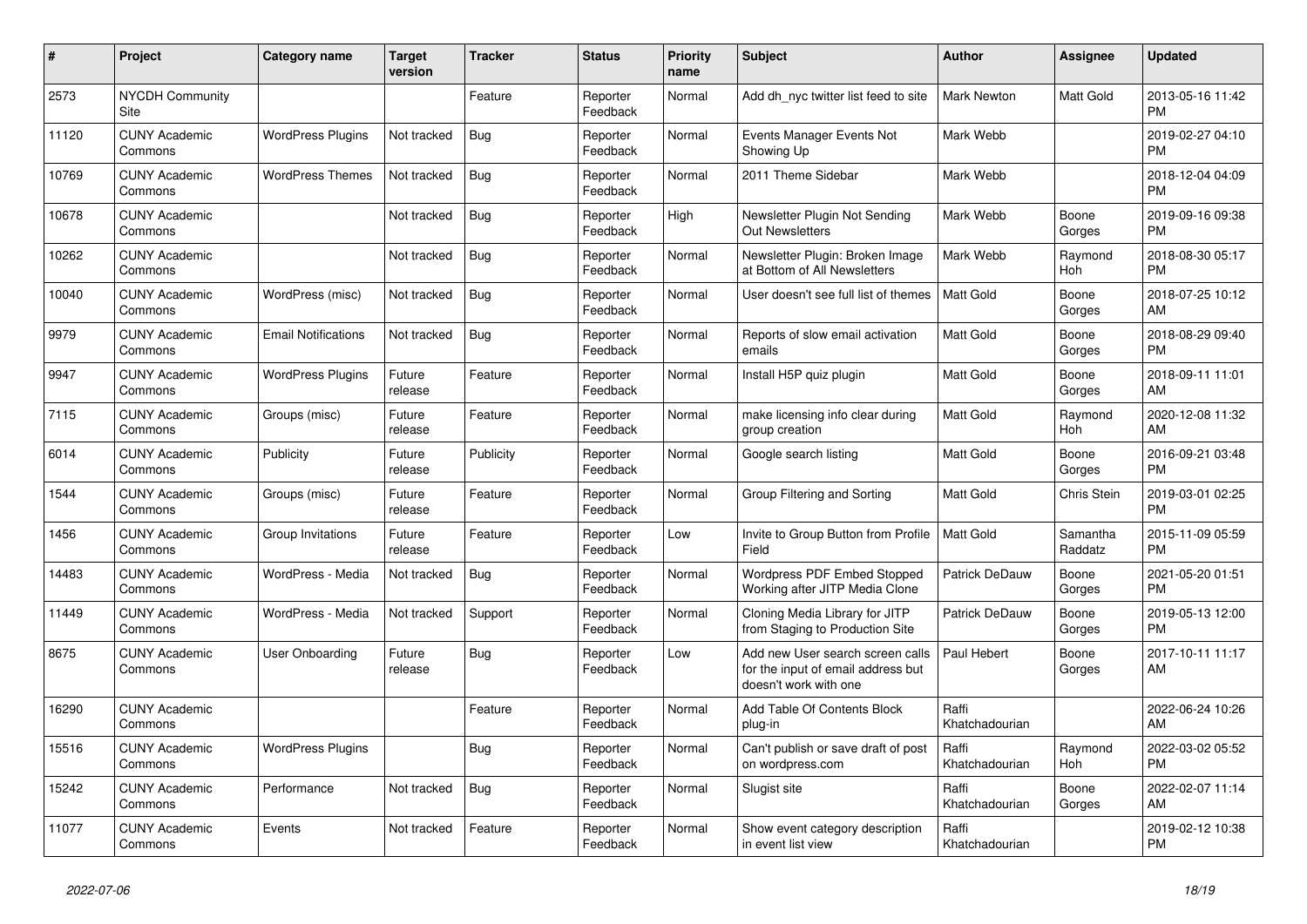| # | Project | Category name | Target version | Tracker | Status | Priority name | Subject | Author | Assignee | Updated |
|---|---|---|---|---|---|---|---|---|---|---|
| 2573 | NYCDH Community Site | | | Feature | Reporter Feedback | Normal | Add dh_nyc twitter list feed to site | Mark Newton | Matt Gold | 2013-05-16 11:42 PM |
| 11120 | CUNY Academic Commons | WordPress Plugins | Not tracked | Bug | Reporter Feedback | Normal | Events Manager Events Not Showing Up | Mark Webb | | 2019-02-27 04:10 PM |
| 10769 | CUNY Academic Commons | WordPress Themes | Not tracked | Bug | Reporter Feedback | Normal | 2011 Theme Sidebar | Mark Webb | | 2018-12-04 04:09 PM |
| 10678 | CUNY Academic Commons | | Not tracked | Bug | Reporter Feedback | High | Newsletter Plugin Not Sending Out Newsletters | Mark Webb | Boone Gorges | 2019-09-16 09:38 PM |
| 10262 | CUNY Academic Commons | | Not tracked | Bug | Reporter Feedback | Normal | Newsletter Plugin: Broken Image at Bottom of All Newsletters | Mark Webb | Raymond Hoh | 2018-08-30 05:17 PM |
| 10040 | CUNY Academic Commons | WordPress (misc) | Not tracked | Bug | Reporter Feedback | Normal | User doesn't see full list of themes | Matt Gold | Boone Gorges | 2018-07-25 10:12 AM |
| 9979 | CUNY Academic Commons | Email Notifications | Not tracked | Bug | Reporter Feedback | Normal | Reports of slow email activation emails | Matt Gold | Boone Gorges | 2018-08-29 09:40 PM |
| 9947 | CUNY Academic Commons | WordPress Plugins | Future release | Feature | Reporter Feedback | Normal | Install H5P quiz plugin | Matt Gold | Boone Gorges | 2018-09-11 11:01 AM |
| 7115 | CUNY Academic Commons | Groups (misc) | Future release | Feature | Reporter Feedback | Normal | make licensing info clear during group creation | Matt Gold | Raymond Hoh | 2020-12-08 11:32 AM |
| 6014 | CUNY Academic Commons | Publicity | Future release | Publicity | Reporter Feedback | Normal | Google search listing | Matt Gold | Boone Gorges | 2016-09-21 03:48 PM |
| 1544 | CUNY Academic Commons | Groups (misc) | Future release | Feature | Reporter Feedback | Normal | Group Filtering and Sorting | Matt Gold | Chris Stein | 2019-03-01 02:25 PM |
| 1456 | CUNY Academic Commons | Group Invitations | Future release | Feature | Reporter Feedback | Low | Invite to Group Button from Profile Field | Matt Gold | Samantha Raddatz | 2015-11-09 05:59 PM |
| 14483 | CUNY Academic Commons | WordPress - Media | Not tracked | Bug | Reporter Feedback | Normal | Wordpress PDF Embed Stopped Working after JITP Media Clone | Patrick DeDauw | Boone Gorges | 2021-05-20 01:51 PM |
| 11449 | CUNY Academic Commons | WordPress - Media | Not tracked | Support | Reporter Feedback | Normal | Cloning Media Library for JITP from Staging to Production Site | Patrick DeDauw | Boone Gorges | 2019-05-13 12:00 PM |
| 8675 | CUNY Academic Commons | User Onboarding | Future release | Bug | Reporter Feedback | Low | Add new User search screen calls for the input of email address but doesn't work with one | Paul Hebert | Boone Gorges | 2017-10-11 11:17 AM |
| 16290 | CUNY Academic Commons | | | Feature | Reporter Feedback | Normal | Add Table Of Contents Block plug-in | Raffi Khatchadourian | | 2022-06-24 10:26 AM |
| 15516 | CUNY Academic Commons | WordPress Plugins | | Bug | Reporter Feedback | Normal | Can't publish or save draft of post on wordpress.com | Raffi Khatchadourian | Raymond Hoh | 2022-03-02 05:52 PM |
| 15242 | CUNY Academic Commons | Performance | Not tracked | Bug | Reporter Feedback | Normal | Slugist site | Raffi Khatchadourian | Boone Gorges | 2022-02-07 11:14 AM |
| 11077 | CUNY Academic Commons | Events | Not tracked | Feature | Reporter Feedback | Normal | Show event category description in event list view | Raffi Khatchadourian | | 2019-02-12 10:38 PM |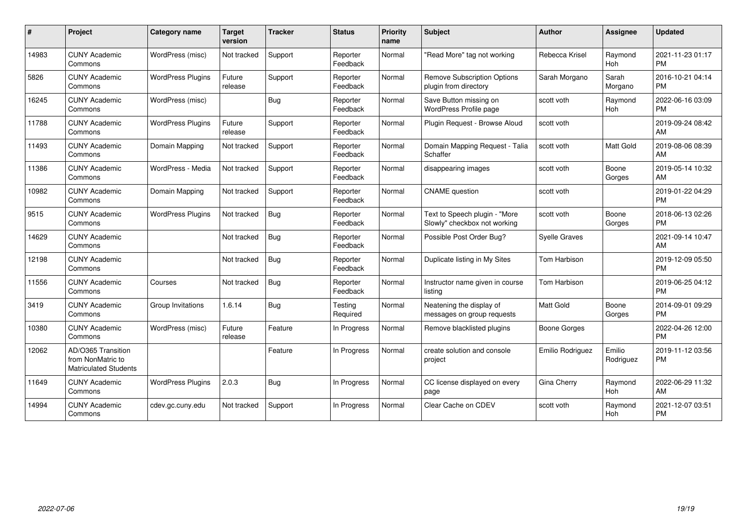| # | Project | Category name | Target version | Tracker | Status | Priority name | Subject | Author | Assignee | Updated |
|---|---|---|---|---|---|---|---|---|---|---|
| 14983 | CUNY Academic Commons | WordPress (misc) | Not tracked | Support | Reporter Feedback | Normal | "Read More" tag not working | Rebecca Krisel | Raymond Hoh | 2021-11-23 01:17 PM |
| 5826 | CUNY Academic Commons | WordPress Plugins | Future release | Support | Reporter Feedback | Normal | Remove Subscription Options plugin from directory | Sarah Morgano | Sarah Morgano | 2016-10-21 04:14 PM |
| 16245 | CUNY Academic Commons | WordPress (misc) | | Bug | Reporter Feedback | Normal | Save Button missing on WordPress Profile page | scott voth | Raymond Hoh | 2022-06-16 03:09 PM |
| 11788 | CUNY Academic Commons | WordPress Plugins | Future release | Support | Reporter Feedback | Normal | Plugin Request - Browse Aloud | scott voth | | 2019-09-24 08:42 AM |
| 11493 | CUNY Academic Commons | Domain Mapping | Not tracked | Support | Reporter Feedback | Normal | Domain Mapping Request - Talia Schaffer | scott voth | Matt Gold | 2019-08-06 08:39 AM |
| 11386 | CUNY Academic Commons | WordPress - Media | Not tracked | Support | Reporter Feedback | Normal | disappearing images | scott voth | Boone Gorges | 2019-05-14 10:32 AM |
| 10982 | CUNY Academic Commons | Domain Mapping | Not tracked | Support | Reporter Feedback | Normal | CNAME question | scott voth | | 2019-01-22 04:29 PM |
| 9515 | CUNY Academic Commons | WordPress Plugins | Not tracked | Bug | Reporter Feedback | Normal | Text to Speech plugin - "More Slowly" checkbox not working | scott voth | Boone Gorges | 2018-06-13 02:26 PM |
| 14629 | CUNY Academic Commons | | Not tracked | Bug | Reporter Feedback | Normal | Possible Post Order Bug? | Syelle Graves | | 2021-09-14 10:47 AM |
| 12198 | CUNY Academic Commons | | Not tracked | Bug | Reporter Feedback | Normal | Duplicate listing in My Sites | Tom Harbison | | 2019-12-09 05:50 PM |
| 11556 | CUNY Academic Commons | Courses | Not tracked | Bug | Reporter Feedback | Normal | Instructor name given in course listing | Tom Harbison | | 2019-06-25 04:12 PM |
| 3419 | CUNY Academic Commons | Group Invitations | 1.6.14 | Bug | Testing Required | Normal | Neatening the display of messages on group requests | Matt Gold | Boone Gorges | 2014-09-01 09:29 PM |
| 10380 | CUNY Academic Commons | WordPress (misc) | Future release | Feature | In Progress | Normal | Remove blacklisted plugins | Boone Gorges | | 2022-04-26 12:00 PM |
| 12062 | AD/O365 Transition from NonMatric to Matriculated Students | | | Feature | In Progress | Normal | create solution and console project | Emilio Rodriguez | Emilio Rodriguez | 2019-11-12 03:56 PM |
| 11649 | CUNY Academic Commons | WordPress Plugins | 2.0.3 | Bug | In Progress | Normal | CC license displayed on every page | Gina Cherry | Raymond Hoh | 2022-06-29 11:32 AM |
| 14994 | CUNY Academic Commons | cdev.gc.cuny.edu | Not tracked | Support | In Progress | Normal | Clear Cache on CDEV | scott voth | Raymond Hoh | 2021-12-07 03:51 PM |